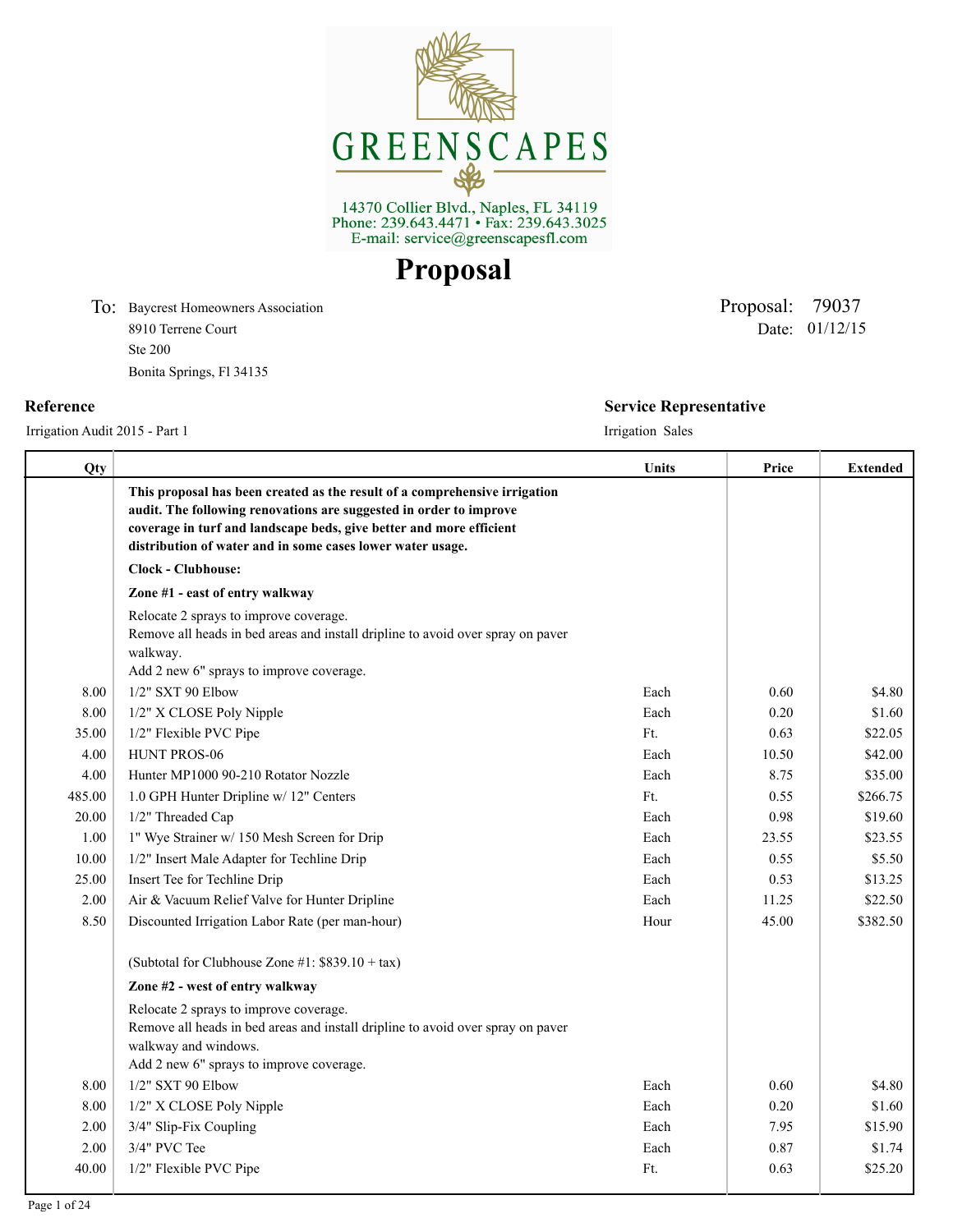# GREENSCAPES

14370 Collier Blvd., Naples, FL 34119
Phone: 239.643.4471 • Fax: 239.643.3025
E-mail: service@greenscapesfl.com

# Proposal

**To:** Baycrest Homeowners Association
8910 Terrene Court
Ste 200
Bonita Springs, Fl 34135

Proposal: 79037
Date: 01/12/15

**Reference**
Irrigation Audit 2015 - Part 1

**Service Representative**
Irrigation Sales

| Qty | | Units | Price | Extended |
|---|---|---|---|---|
| | **This proposal has been created as the result of a comprehensive irrigation audit. The following renovations are suggested in order to improve coverage in turf and landscape beds, give better and more efficient distribution of water and in some cases lower water usage.** | | | |
| | **Clock - Clubhouse:** | | | |
| | **Zone #1 - east of entry walkway** | | | |
| | Relocate 2 sprays to improve coverage. Remove all heads in bed areas and install dripline to avoid over spray on paver walkway. Add 2 new 6" sprays to improve coverage. | | | |
| 8.00 | 1/2" SXT 90 Elbow | Each | 0.60 | $4.80 |
| 8.00 | 1/2" X CLOSE Poly Nipple | Each | 0.20 | $1.60 |
| 35.00 | 1/2" Flexible PVC Pipe | Ft. | 0.63 | $22.05 |
| 4.00 | HUNT PROS-06 | Each | 10.50 | $42.00 |
| 4.00 | Hunter MP1000 90-210 Rotator Nozzle | Each | 8.75 | $35.00 |
| 485.00 | 1.0 GPH Hunter Dripline w/ 12" Centers | Ft. | 0.55 | $266.75 |
| 20.00 | 1/2" Threaded Cap | Each | 0.98 | $19.60 |
| 1.00 | 1" Wye Strainer w/ 150 Mesh Screen for Drip | Each | 23.55 | $23.55 |
| 10.00 | 1/2" Insert Male Adapter for Techline Drip | Each | 0.55 | $5.50 |
| 25.00 | Insert Tee for Techline Drip | Each | 0.53 | $13.25 |
| 2.00 | Air & Vacuum Relief Valve for Hunter Dripline | Each | 11.25 | $22.50 |
| 8.50 | Discounted Irrigation Labor Rate (per man-hour) | Hour | 45.00 | $382.50 |
| | (Subtotal for Clubhouse Zone #1: $839.10 + tax) | | | |
| | **Zone #2 - west of entry walkway** | | | |
| | Relocate 2 sprays to improve coverage. Remove all heads in bed areas and install dripline to avoid over spray on paver walkway and windows. Add 2 new 6" sprays to improve coverage. | | | |
| 8.00 | 1/2" SXT 90 Elbow | Each | 0.60 | $4.80 |
| 8.00 | 1/2" X CLOSE Poly Nipple | Each | 0.20 | $1.60 |
| 2.00 | 3/4" Slip-Fix Coupling | Each | 7.95 | $15.90 |
| 2.00 | 3/4" PVC Tee | Each | 0.87 | $1.74 |
| 40.00 | 1/2" Flexible PVC Pipe | Ft. | 0.63 | $25.20 |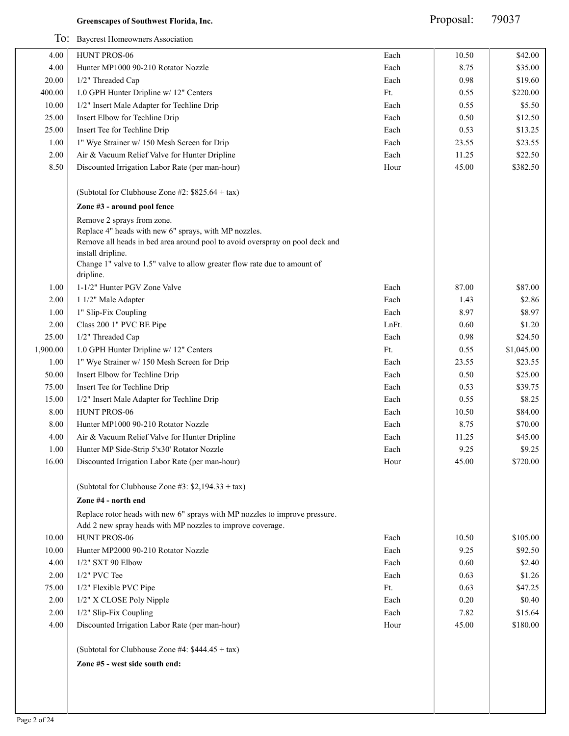**Greenscapes of Southwest Florida, Inc.**

Proposal: 79037

To: Baycrest Homeowners Association

| Qty | Description | Unit | Price | Total |
|---|---|---|---|---|
| 4.00 | HUNT PROS-06 | Each | 10.50 | $42.00 |
| 4.00 | Hunter MP1000 90-210 Rotator Nozzle | Each | 8.75 | $35.00 |
| 20.00 | 1/2" Threaded Cap | Each | 0.98 | $19.60 |
| 400.00 | 1.0 GPH Hunter Dripline w/ 12" Centers | Ft. | 0.55 | $220.00 |
| 10.00 | 1/2" Insert Male Adapter for Techline Drip | Each | 0.55 | $5.50 |
| 25.00 | Insert Elbow for Techline Drip | Each | 0.50 | $12.50 |
| 25.00 | Insert Tee for Techline Drip | Each | 0.53 | $13.25 |
| 1.00 | 1" Wye Strainer w/ 150 Mesh Screen for Drip | Each | 23.55 | $23.55 |
| 2.00 | Air & Vacuum Relief Valve for Hunter Dripline | Each | 11.25 | $22.50 |
| 8.50 | Discounted Irrigation Labor Rate (per man-hour) | Hour | 45.00 | $382.50 |
| | (Subtotal for Clubhouse Zone #2: $825.64 + tax) | | | |
| | **Zone #3 - around pool fence** | | | |
| | Remove 2 sprays from zone.<br>Replace 4" heads with new 6" sprays, with MP nozzles.<br>Remove all heads in bed area around pool to avoid overspray on pool deck and install dripline.<br>Change 1" valve to 1.5" valve to allow greater flow rate due to amount of dripline. | | | |
| 1.00 | 1-1/2" Hunter PGV Zone Valve | Each | 87.00 | $87.00 |
| 2.00 | 1 1/2" Male Adapter | Each | 1.43 | $2.86 |
| 1.00 | 1" Slip-Fix Coupling | Each | 8.97 | $8.97 |
| 2.00 | Class 200 1" PVC BE Pipe | LnFt. | 0.60 | $1.20 |
| 25.00 | 1/2" Threaded Cap | Each | 0.98 | $24.50 |
| 1,900.00 | 1.0 GPH Hunter Dripline w/ 12" Centers | Ft. | 0.55 | $1,045.00 |
| 1.00 | 1" Wye Strainer w/ 150 Mesh Screen for Drip | Each | 23.55 | $23.55 |
| 50.00 | Insert Elbow for Techline Drip | Each | 0.50 | $25.00 |
| 75.00 | Insert Tee for Techline Drip | Each | 0.53 | $39.75 |
| 15.00 | 1/2" Insert Male Adapter for Techline Drip | Each | 0.55 | $8.25 |
| 8.00 | HUNT PROS-06 | Each | 10.50 | $84.00 |
| 8.00 | Hunter MP1000 90-210 Rotator Nozzle | Each | 8.75 | $70.00 |
| 4.00 | Air & Vacuum Relief Valve for Hunter Dripline | Each | 11.25 | $45.00 |
| 1.00 | Hunter MP Side-Strip 5'x30' Rotator Nozzle | Each | 9.25 | $9.25 |
| 16.00 | Discounted Irrigation Labor Rate (per man-hour) | Hour | 45.00 | $720.00 |
| | (Subtotal for Clubhouse Zone #3: $2,194.33 + tax) | | | |
| | **Zone #4 - north end** | | | |
| | Replace rotor heads with new 6" sprays with MP nozzles to improve pressure.<br>Add 2 new spray heads with MP nozzles to improve coverage. | | | |
| 10.00 | HUNT PROS-06 | Each | 10.50 | $105.00 |
| 10.00 | Hunter MP2000 90-210 Rotator Nozzle | Each | 9.25 | $92.50 |
| 4.00 | 1/2" SXT 90 Elbow | Each | 0.60 | $2.40 |
| 2.00 | 1/2" PVC Tee | Each | 0.63 | $1.26 |
| 75.00 | 1/2" Flexible PVC Pipe | Ft. | 0.63 | $47.25 |
| 2.00 | 1/2" X CLOSE Poly Nipple | Each | 0.20 | $0.40 |
| 2.00 | 1/2" Slip-Fix Coupling | Each | 7.82 | $15.64 |
| 4.00 | Discounted Irrigation Labor Rate (per man-hour) | Hour | 45.00 | $180.00 |
| | (Subtotal for Clubhouse Zone #4: $444.45 + tax) | | | |
| | **Zone #5 - west side south end:** | | | |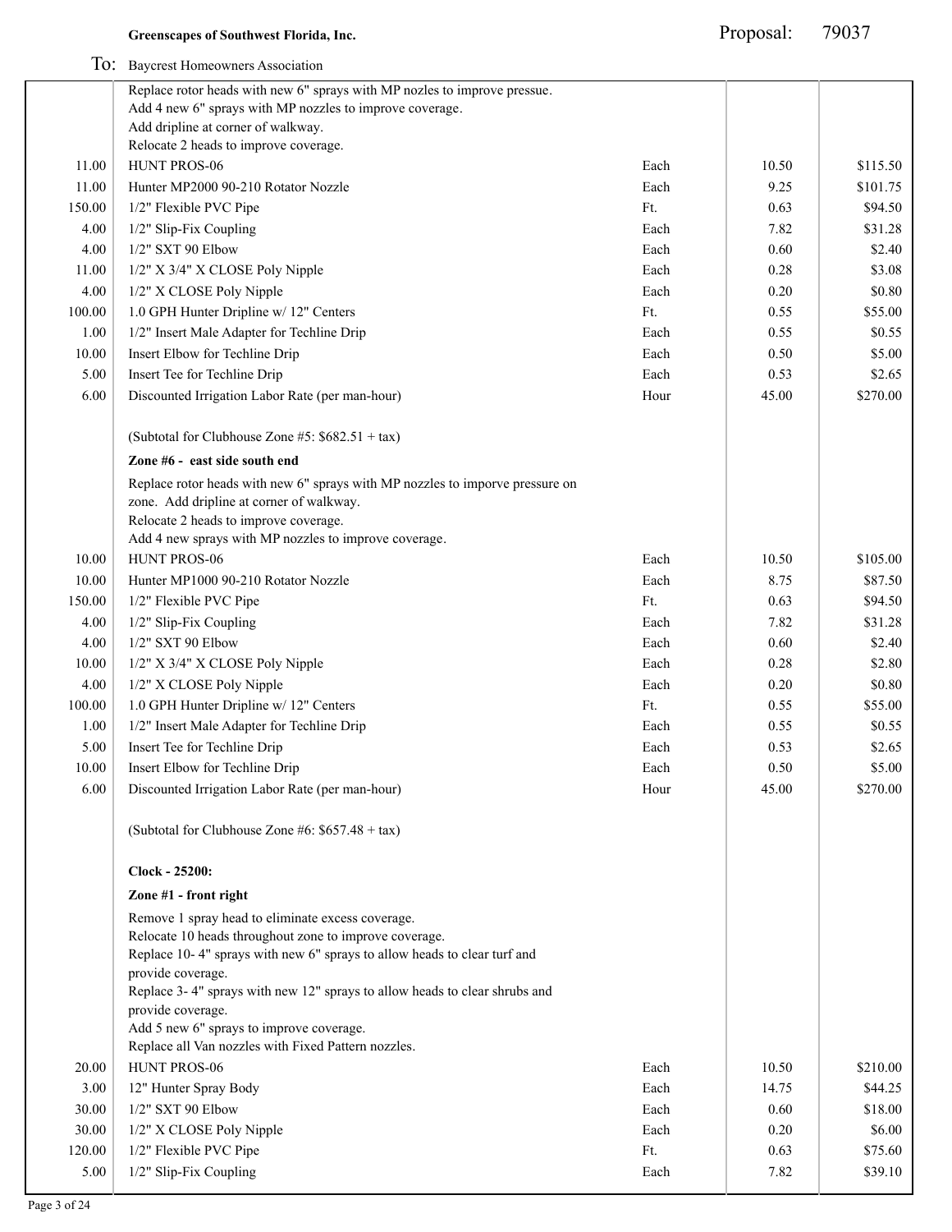**Greenscapes of Southwest Florida, Inc.** Proposal: 79037

To: Baycrest Homeowners Association

| Qty | Description | Unit | Price | Total |
|---|---|---|---|---|
| | Replace rotor heads with new 6" sprays with MP nozles to improve pressue.<br>Add 4 new 6" sprays with MP nozzles to improve coverage.<br>Add dripline at corner of walkway.<br>Relocate 2 heads to improve coverage. | | | |
| 11.00 | HUNT PROS-06 | Each | 10.50 | $115.50 |
| 11.00 | Hunter MP2000 90-210 Rotator Nozzle | Each | 9.25 | $101.75 |
| 150.00 | 1/2" Flexible PVC Pipe | Ft. | 0.63 | $94.50 |
| 4.00 | 1/2" Slip-Fix Coupling | Each | 7.82 | $31.28 |
| 4.00 | 1/2" SXT 90 Elbow | Each | 0.60 | $2.40 |
| 11.00 | 1/2" X 3/4" X CLOSE Poly Nipple | Each | 0.28 | $3.08 |
| 4.00 | 1/2" X CLOSE Poly Nipple | Each | 0.20 | $0.80 |
| 100.00 | 1.0 GPH Hunter Dripline w/ 12" Centers | Ft. | 0.55 | $55.00 |
| 1.00 | 1/2" Insert Male Adapter for Techline Drip | Each | 0.55 | $0.55 |
| 10.00 | Insert Elbow for Techline Drip | Each | 0.50 | $5.00 |
| 5.00 | Insert Tee for Techline Drip | Each | 0.53 | $2.65 |
| 6.00 | Discounted Irrigation Labor Rate (per man-hour) | Hour | 45.00 | $270.00 |
| | (Subtotal for Clubhouse Zone #5: $682.51 + tax) | | | |
| | **Zone #6 - east side south end** | | | |
| | Replace rotor heads with new 6" sprays with MP nozzles to imporve pressure on zone. Add dripline at corner of walkway.<br>Relocate 2 heads to improve coverage.<br>Add 4 new sprays with MP nozzles to improve coverage. | | | |
| 10.00 | HUNT PROS-06 | Each | 10.50 | $105.00 |
| 10.00 | Hunter MP1000 90-210 Rotator Nozzle | Each | 8.75 | $87.50 |
| 150.00 | 1/2" Flexible PVC Pipe | Ft. | 0.63 | $94.50 |
| 4.00 | 1/2" Slip-Fix Coupling | Each | 7.82 | $31.28 |
| 4.00 | 1/2" SXT 90 Elbow | Each | 0.60 | $2.40 |
| 10.00 | 1/2" X 3/4" X CLOSE Poly Nipple | Each | 0.28 | $2.80 |
| 4.00 | 1/2" X CLOSE Poly Nipple | Each | 0.20 | $0.80 |
| 100.00 | 1.0 GPH Hunter Dripline w/ 12" Centers | Ft. | 0.55 | $55.00 |
| 1.00 | 1/2" Insert Male Adapter for Techline Drip | Each | 0.55 | $0.55 |
| 5.00 | Insert Tee for Techline Drip | Each | 0.53 | $2.65 |
| 10.00 | Insert Elbow for Techline Drip | Each | 0.50 | $5.00 |
| 6.00 | Discounted Irrigation Labor Rate (per man-hour) | Hour | 45.00 | $270.00 |
| | (Subtotal for Clubhouse Zone #6: $657.48 + tax) | | | |
| | **Clock - 25200:** | | | |
| | **Zone #1 - front right** | | | |
| | Remove 1 spray head to eliminate excess coverage.<br>Relocate 10 heads throughout zone to improve coverage.<br>Replace 10- 4" sprays with new 6" sprays to allow heads to clear turf and provide coverage.<br>Replace 3- 4" sprays with new 12" sprays to allow heads to clear shrubs and provide coverage.<br>Add 5 new 6" sprays to improve coverage.<br>Replace all Van nozzles with Fixed Pattern nozzles. | | | |
| 20.00 | HUNT PROS-06 | Each | 10.50 | $210.00 |
| 3.00 | 12" Hunter Spray Body | Each | 14.75 | $44.25 |
| 30.00 | 1/2" SXT 90 Elbow | Each | 0.60 | $18.00 |
| 30.00 | 1/2" X CLOSE Poly Nipple | Each | 0.20 | $6.00 |
| 120.00 | 1/2" Flexible PVC Pipe | Ft. | 0.63 | $75.60 |
| 5.00 | 1/2" Slip-Fix Coupling | Each | 7.82 | $39.10 |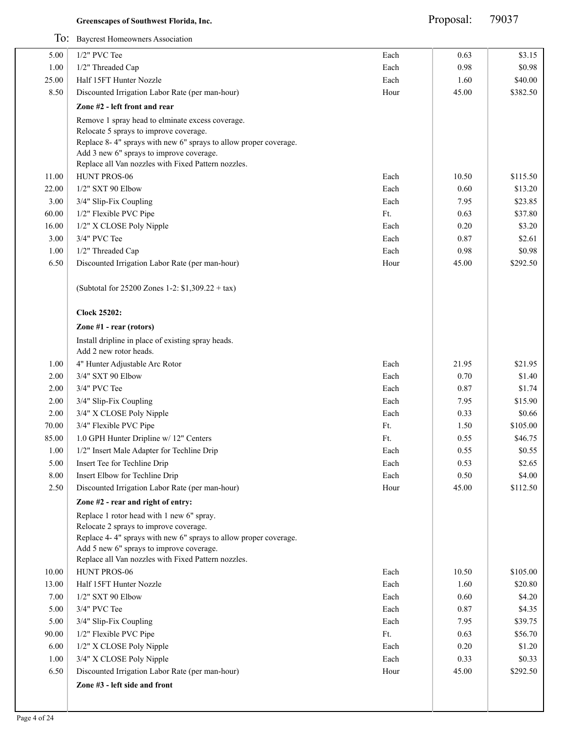**Greenscapes of Southwest Florida, Inc.** Proposal: 79037

To: Baycrest Homeowners Association

| Qty | Description | Unit | Price | Amount |
|---|---|---|---|---|
| 5.00 | 1/2" PVC Tee | Each | 0.63 | $3.15 |
| 1.00 | 1/2" Threaded Cap | Each | 0.98 | $0.98 |
| 25.00 | Half 15FT Hunter Nozzle | Each | 1.60 | $40.00 |
| 8.50 | Discounted Irrigation Labor Rate (per man-hour) | Hour | 45.00 | $382.50 |
| | **Zone #2 - left front and rear** | | | |
| | Remove 1 spray head to elminate excess coverage.<br>Relocate 5 sprays to improve coverage.<br>Replace 8- 4" sprays with new 6" sprays to allow proper coverage.<br>Add 3 new 6" sprays to improve coverage.<br>Replace all Van nozzles with Fixed Pattern nozzles. | | | |
| 11.00 | HUNT PROS-06 | Each | 10.50 | $115.50 |
| 22.00 | 1/2" SXT 90 Elbow | Each | 0.60 | $13.20 |
| 3.00 | 3/4" Slip-Fix Coupling | Each | 7.95 | $23.85 |
| 60.00 | 1/2" Flexible PVC Pipe | Ft. | 0.63 | $37.80 |
| 16.00 | 1/2" X CLOSE Poly Nipple | Each | 0.20 | $3.20 |
| 3.00 | 3/4" PVC Tee | Each | 0.87 | $2.61 |
| 1.00 | 1/2" Threaded Cap | Each | 0.98 | $0.98 |
| 6.50 | Discounted Irrigation Labor Rate (per man-hour) | Hour | 45.00 | $292.50 |
| | (Subtotal for 25200 Zones 1-2: $1,309.22 + tax) | | | |
| | **Clock 25202:** | | | |
| | **Zone #1 - rear (rotors)** | | | |
| | Install dripline in place of existing spray heads.<br>Add 2 new rotor heads. | | | |
| 1.00 | 4" Hunter Adjustable Arc Rotor | Each | 21.95 | $21.95 |
| 2.00 | 3/4" SXT 90 Elbow | Each | 0.70 | $1.40 |
| 2.00 | 3/4" PVC Tee | Each | 0.87 | $1.74 |
| 2.00 | 3/4" Slip-Fix Coupling | Each | 7.95 | $15.90 |
| 2.00 | 3/4" X CLOSE Poly Nipple | Each | 0.33 | $0.66 |
| 70.00 | 3/4" Flexible PVC Pipe | Ft. | 1.50 | $105.00 |
| 85.00 | 1.0 GPH Hunter Dripline w/ 12" Centers | Ft. | 0.55 | $46.75 |
| 1.00 | 1/2" Insert Male Adapter for Techline Drip | Each | 0.55 | $0.55 |
| 5.00 | Insert Tee for Techline Drip | Each | 0.53 | $2.65 |
| 8.00 | Insert Elbow for Techline Drip | Each | 0.50 | $4.00 |
| 2.50 | Discounted Irrigation Labor Rate (per man-hour) | Hour | 45.00 | $112.50 |
| | **Zone #2 - rear and right of entry:** | | | |
| | Replace 1 rotor head with 1 new 6" spray.<br>Relocate 2 sprays to improve coverage.<br>Replace 4- 4" sprays with new 6" sprays to allow proper coverage.<br>Add 5 new 6" sprays to improve coverage.<br>Replace all Van nozzles with Fixed Pattern nozzles. | | | |
| 10.00 | HUNT PROS-06 | Each | 10.50 | $105.00 |
| 13.00 | Half 15FT Hunter Nozzle | Each | 1.60 | $20.80 |
| 7.00 | 1/2" SXT 90 Elbow | Each | 0.60 | $4.20 |
| 5.00 | 3/4" PVC Tee | Each | 0.87 | $4.35 |
| 5.00 | 3/4" Slip-Fix Coupling | Each | 7.95 | $39.75 |
| 90.00 | 1/2" Flexible PVC Pipe | Ft. | 0.63 | $56.70 |
| 6.00 | 1/2" X CLOSE Poly Nipple | Each | 0.20 | $1.20 |
| 1.00 | 3/4" X CLOSE Poly Nipple | Each | 0.33 | $0.33 |
| 6.50 | Discounted Irrigation Labor Rate (per man-hour) | Hour | 45.00 | $292.50 |
| | **Zone #3 - left side and front** | | | |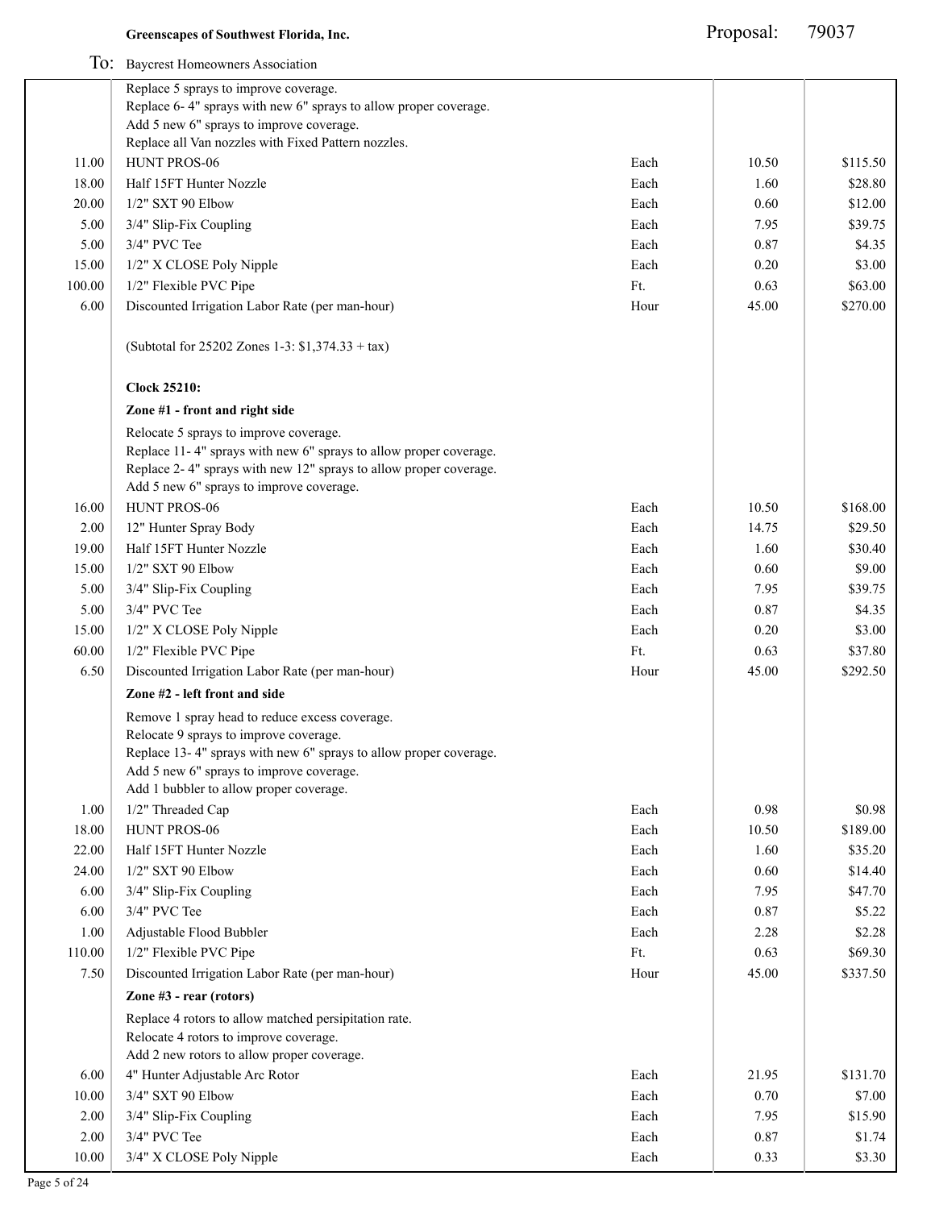**Greenscapes of Southwest Florida, Inc.**

Proposal: 79037

To: Baycrest Homeowners Association

| | | | | |
|---|---|---|---|---|
| | Replace 5 sprays to improve coverage.<br>Replace 6- 4" sprays with new 6" sprays to allow proper coverage.<br>Add 5 new 6" sprays to improve coverage.<br>Replace all Van nozzles with Fixed Pattern nozzles. | | | |
| 11.00 | HUNT PROS-06 | Each | 10.50 | $115.50 |
| 18.00 | Half 15FT Hunter Nozzle | Each | 1.60 | $28.80 |
| 20.00 | 1/2" SXT 90 Elbow | Each | 0.60 | $12.00 |
| 5.00 | 3/4" Slip-Fix Coupling | Each | 7.95 | $39.75 |
| 5.00 | 3/4" PVC Tee | Each | 0.87 | $4.35 |
| 15.00 | 1/2" X CLOSE Poly Nipple | Each | 0.20 | $3.00 |
| 100.00 | 1/2" Flexible PVC Pipe | Ft. | 0.63 | $63.00 |
| 6.00 | Discounted Irrigation Labor Rate (per man-hour) | Hour | 45.00 | $270.00 |
| | (Subtotal for 25202 Zones 1-3: $1,374.33 + tax) | | | |
| | **Clock 25210:** | | | |
| | **Zone #1 - front and right side** | | | |
| | Relocate 5 sprays to improve coverage.<br>Replace 11- 4" sprays with new 6" sprays to allow proper coverage.<br>Replace 2- 4" sprays with new 12" sprays to allow proper coverage.<br>Add 5 new 6" sprays to improve coverage. | | | |
| 16.00 | HUNT PROS-06 | Each | 10.50 | $168.00 |
| 2.00 | 12" Hunter Spray Body | Each | 14.75 | $29.50 |
| 19.00 | Half 15FT Hunter Nozzle | Each | 1.60 | $30.40 |
| 15.00 | 1/2" SXT 90 Elbow | Each | 0.60 | $9.00 |
| 5.00 | 3/4" Slip-Fix Coupling | Each | 7.95 | $39.75 |
| 5.00 | 3/4" PVC Tee | Each | 0.87 | $4.35 |
| 15.00 | 1/2" X CLOSE Poly Nipple | Each | 0.20 | $3.00 |
| 60.00 | 1/2" Flexible PVC Pipe | Ft. | 0.63 | $37.80 |
| 6.50 | Discounted Irrigation Labor Rate (per man-hour) | Hour | 45.00 | $292.50 |
| | **Zone #2 - left front and side** | | | |
| | Remove 1 spray head to reduce excess coverage.<br>Relocate 9 sprays to improve coverage.<br>Replace 13- 4" sprays with new 6" sprays to allow proper coverage.<br>Add 5 new 6" sprays to improve coverage.<br>Add 1 bubbler to allow proper coverage. | | | |
| 1.00 | 1/2" Threaded Cap | Each | 0.98 | $0.98 |
| 18.00 | HUNT PROS-06 | Each | 10.50 | $189.00 |
| 22.00 | Half 15FT Hunter Nozzle | Each | 1.60 | $35.20 |
| 24.00 | 1/2" SXT 90 Elbow | Each | 0.60 | $14.40 |
| 6.00 | 3/4" Slip-Fix Coupling | Each | 7.95 | $47.70 |
| 6.00 | 3/4" PVC Tee | Each | 0.87 | $5.22 |
| 1.00 | Adjustable Flood Bubbler | Each | 2.28 | $2.28 |
| 110.00 | 1/2" Flexible PVC Pipe | Ft. | 0.63 | $69.30 |
| 7.50 | Discounted Irrigation Labor Rate (per man-hour) | Hour | 45.00 | $337.50 |
| | **Zone #3 - rear (rotors)** | | | |
| | Replace 4 rotors to allow matched persipitation rate.<br>Relocate 4 rotors to improve coverage.<br>Add 2 new rotors to allow proper coverage. | | | |
| 6.00 | 4" Hunter Adjustable Arc Rotor | Each | 21.95 | $131.70 |
| 10.00 | 3/4" SXT 90 Elbow | Each | 0.70 | $7.00 |
| 2.00 | 3/4" Slip-Fix Coupling | Each | 7.95 | $15.90 |
| 2.00 | 3/4" PVC Tee | Each | 0.87 | $1.74 |
| 10.00 | 3/4" X CLOSE Poly Nipple | Each | 0.33 | $3.30 |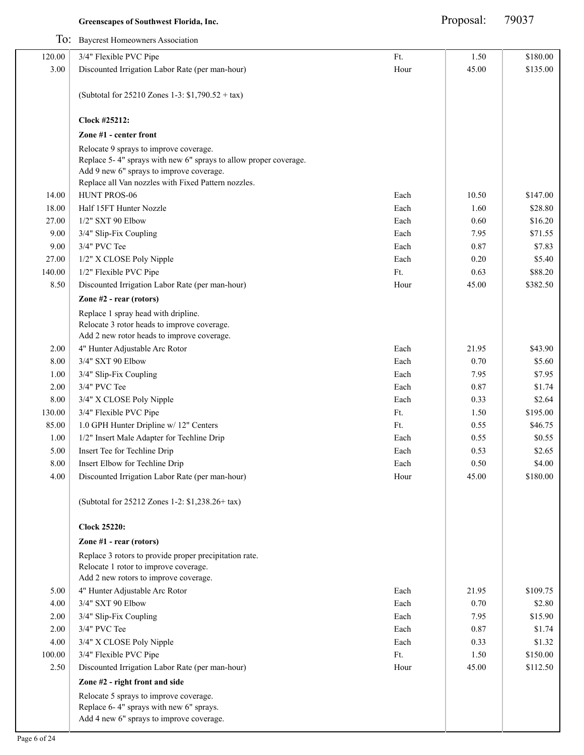**Greenscapes of Southwest Florida, Inc.** Proposal: 79037

To: Baycrest Homeowners Association

| Qty | Description | Unit | Price | Total |
|---|---|---|---|---|
| 120.00 | 3/4" Flexible PVC Pipe | Ft. | 1.50 | $180.00 |
| 3.00 | Discounted Irrigation Labor Rate (per man-hour) | Hour | 45.00 | $135.00 |
| | (Subtotal for 25210 Zones 1-3: $1,790.52 + tax) | | | |
| | **Clock #25212:** | | | |
| | **Zone #1 - center front** | | | |
| | Relocate 9 sprays to improve coverage.<br>Replace 5- 4" sprays with new 6" sprays to allow proper coverage.<br>Add 9 new 6" sprays to improve coverage.<br>Replace all Van nozzles with Fixed Pattern nozzles. | | | |
| 14.00 | HUNT PROS-06 | Each | 10.50 | $147.00 |
| 18.00 | Half 15FT Hunter Nozzle | Each | 1.60 | $28.80 |
| 27.00 | 1/2" SXT 90 Elbow | Each | 0.60 | $16.20 |
| 9.00 | 3/4" Slip-Fix Coupling | Each | 7.95 | $71.55 |
| 9.00 | 3/4" PVC Tee | Each | 0.87 | $7.83 |
| 27.00 | 1/2" X CLOSE Poly Nipple | Each | 0.20 | $5.40 |
| 140.00 | 1/2" Flexible PVC Pipe | Ft. | 0.63 | $88.20 |
| 8.50 | Discounted Irrigation Labor Rate (per man-hour) | Hour | 45.00 | $382.50 |
| | **Zone #2 - rear (rotors)** | | | |
| | Replace 1 spray head with dripline.<br>Relocate 3 rotor heads to improve coverage.<br>Add 2 new rotor heads to improve coverage. | | | |
| 2.00 | 4" Hunter Adjustable Arc Rotor | Each | 21.95 | $43.90 |
| 8.00 | 3/4" SXT 90 Elbow | Each | 0.70 | $5.60 |
| 1.00 | 3/4" Slip-Fix Coupling | Each | 7.95 | $7.95 |
| 2.00 | 3/4" PVC Tee | Each | 0.87 | $1.74 |
| 8.00 | 3/4" X CLOSE Poly Nipple | Each | 0.33 | $2.64 |
| 130.00 | 3/4" Flexible PVC Pipe | Ft. | 1.50 | $195.00 |
| 85.00 | 1.0 GPH Hunter Dripline w/ 12" Centers | Ft. | 0.55 | $46.75 |
| 1.00 | 1/2" Insert Male Adapter for Techline Drip | Each | 0.55 | $0.55 |
| 5.00 | Insert Tee for Techline Drip | Each | 0.53 | $2.65 |
| 8.00 | Insert Elbow for Techline Drip | Each | 0.50 | $4.00 |
| 4.00 | Discounted Irrigation Labor Rate (per man-hour) | Hour | 45.00 | $180.00 |
| | (Subtotal for 25212 Zones 1-2: $1,238.26+ tax) | | | |
| | **Clock 25220:** | | | |
| | **Zone #1 - rear (rotors)** | | | |
| | Replace 3 rotors to provide proper precipitation rate.<br>Relocate 1 rotor to improve coverage.<br>Add 2 new rotors to improve coverage. | | | |
| 5.00 | 4" Hunter Adjustable Arc Rotor | Each | 21.95 | $109.75 |
| 4.00 | 3/4" SXT 90 Elbow | Each | 0.70 | $2.80 |
| 2.00 | 3/4" Slip-Fix Coupling | Each | 7.95 | $15.90 |
| 2.00 | 3/4" PVC Tee | Each | 0.87 | $1.74 |
| 4.00 | 3/4" X CLOSE Poly Nipple | Each | 0.33 | $1.32 |
| 100.00 | 3/4" Flexible PVC Pipe | Ft. | 1.50 | $150.00 |
| 2.50 | Discounted Irrigation Labor Rate (per man-hour) | Hour | 45.00 | $112.50 |
| | **Zone #2 - right front and side** | | | |
| | Relocate 5 sprays to improve coverage.<br>Replace 6- 4" sprays with new 6" sprays.<br>Add 4 new 6" sprays to improve coverage. | | | |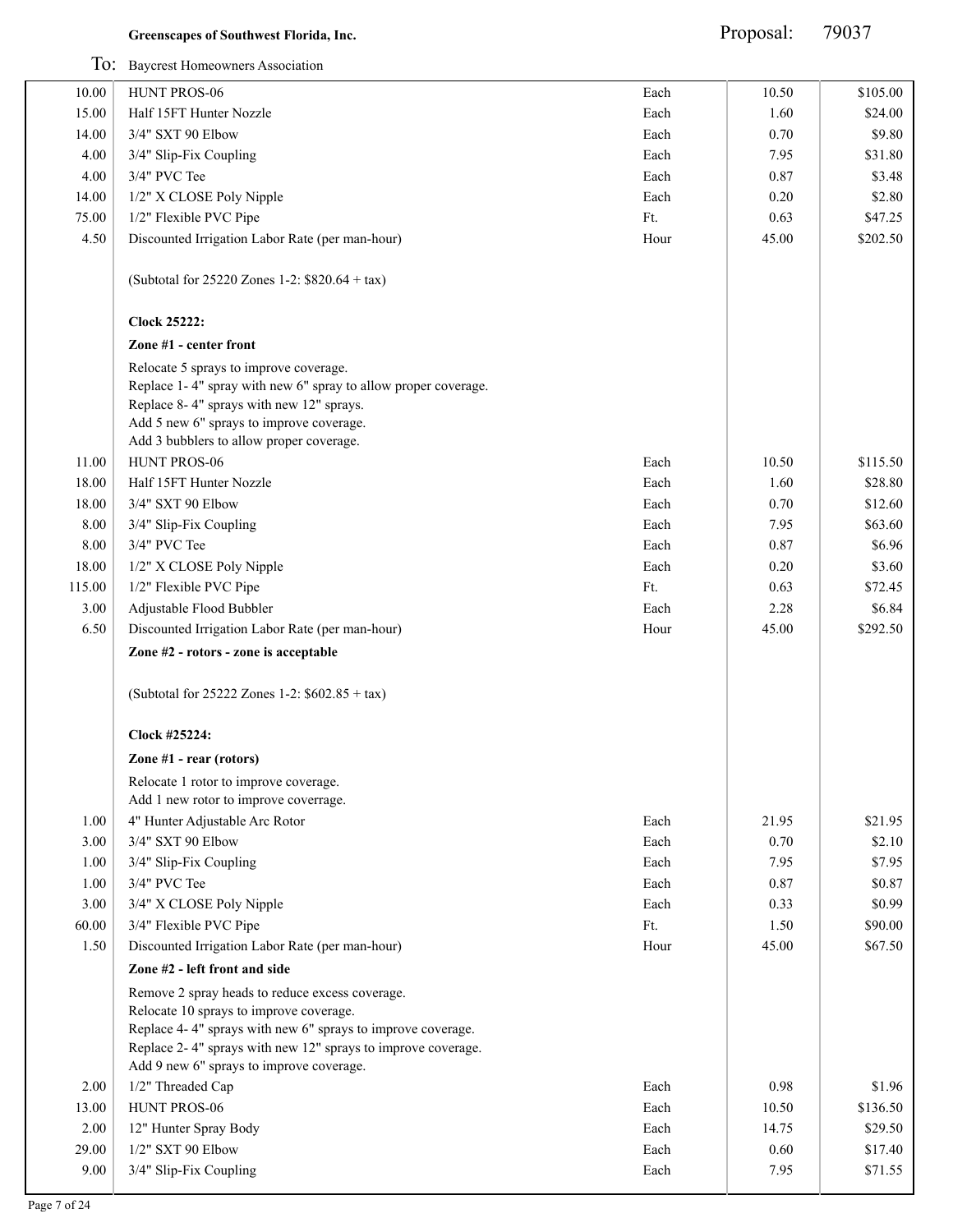**Greenscapes of Southwest Florida, Inc.**

Proposal: 79037

To: Baycrest Homeowners Association

| Qty | Description | Unit | Price | Total |
|---|---|---|---|---|
| 10.00 | HUNT PROS-06 | Each | 10.50 | $105.00 |
| 15.00 | Half 15FT Hunter Nozzle | Each | 1.60 | $24.00 |
| 14.00 | 3/4" SXT 90 Elbow | Each | 0.70 | $9.80 |
| 4.00 | 3/4" Slip-Fix Coupling | Each | 7.95 | $31.80 |
| 4.00 | 3/4" PVC Tee | Each | 0.87 | $3.48 |
| 14.00 | 1/2" X CLOSE Poly Nipple | Each | 0.20 | $2.80 |
| 75.00 | 1/2" Flexible PVC Pipe | Ft. | 0.63 | $47.25 |
| 4.50 | Discounted Irrigation Labor Rate (per man-hour) | Hour | 45.00 | $202.50 |
| | (Subtotal for 25220 Zones 1-2: $820.64 + tax) | | | |
| | **Clock 25222:** | | | |
| | **Zone #1 - center front** | | | |
| | Relocate 5 sprays to improve coverage. Replace 1- 4" spray with new 6" spray to allow proper coverage. Replace 8- 4" sprays with new 12" sprays. Add 5 new 6" sprays to improve coverage. Add 3 bubblers to allow proper coverage. | | | |
| 11.00 | HUNT PROS-06 | Each | 10.50 | $115.50 |
| 18.00 | Half 15FT Hunter Nozzle | Each | 1.60 | $28.80 |
| 18.00 | 3/4" SXT 90 Elbow | Each | 0.70 | $12.60 |
| 8.00 | 3/4" Slip-Fix Coupling | Each | 7.95 | $63.60 |
| 8.00 | 3/4" PVC Tee | Each | 0.87 | $6.96 |
| 18.00 | 1/2" X CLOSE Poly Nipple | Each | 0.20 | $3.60 |
| 115.00 | 1/2" Flexible PVC Pipe | Ft. | 0.63 | $72.45 |
| 3.00 | Adjustable Flood Bubbler | Each | 2.28 | $6.84 |
| 6.50 | Discounted Irrigation Labor Rate (per man-hour) | Hour | 45.00 | $292.50 |
| | **Zone #2 - rotors - zone is acceptable** | | | |
| | (Subtotal for 25222 Zones 1-2: $602.85 + tax) | | | |
| | **Clock #25224:** | | | |
| | **Zone #1 - rear (rotors)** | | | |
| | Relocate 1 rotor to improve coverage. Add 1 new rotor to improve coverrage. | | | |
| 1.00 | 4" Hunter Adjustable Arc Rotor | Each | 21.95 | $21.95 |
| 3.00 | 3/4" SXT 90 Elbow | Each | 0.70 | $2.10 |
| 1.00 | 3/4" Slip-Fix Coupling | Each | 7.95 | $7.95 |
| 1.00 | 3/4" PVC Tee | Each | 0.87 | $0.87 |
| 3.00 | 3/4" X CLOSE Poly Nipple | Each | 0.33 | $0.99 |
| 60.00 | 3/4" Flexible PVC Pipe | Ft. | 1.50 | $90.00 |
| 1.50 | Discounted Irrigation Labor Rate (per man-hour) | Hour | 45.00 | $67.50 |
| | **Zone #2 - left front and side** | | | |
| | Remove 2 spray heads to reduce excess coverage. Relocate 10 sprays to improve coverage. Replace 4- 4" sprays with new 6" sprays to improve coverage. Replace 2- 4" sprays with new 12" sprays to improve coverage. Add 9 new 6" sprays to improve coverage. | | | |
| 2.00 | 1/2" Threaded Cap | Each | 0.98 | $1.96 |
| 13.00 | HUNT PROS-06 | Each | 10.50 | $136.50 |
| 2.00 | 12" Hunter Spray Body | Each | 14.75 | $29.50 |
| 29.00 | 1/2" SXT 90 Elbow | Each | 0.60 | $17.40 |
| 9.00 | 3/4" Slip-Fix Coupling | Each | 7.95 | $71.55 |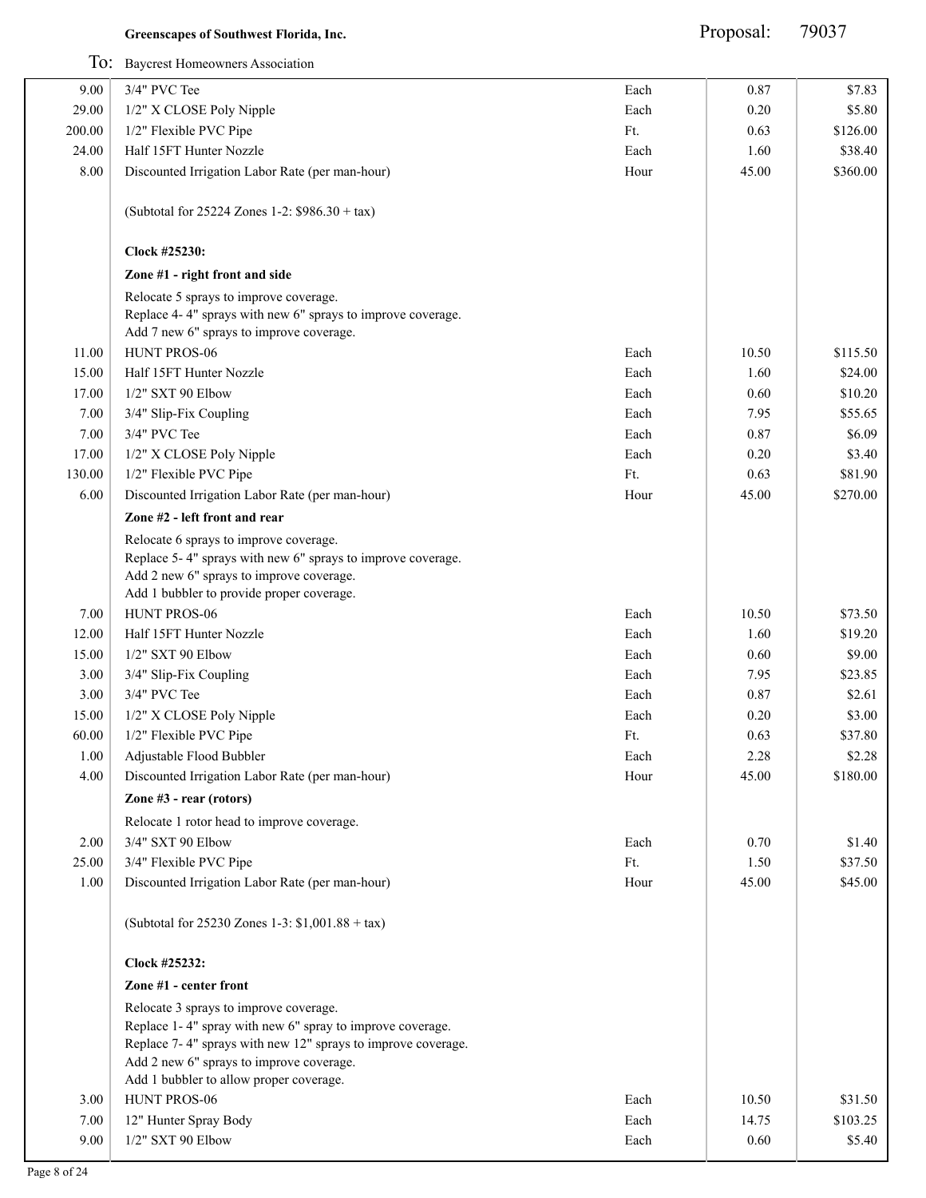**Greenscapes of Southwest Florida, Inc.** Proposal: 79037

To: Baycrest Homeowners Association

| Qty | Description | Unit | Price | Total |
|---|---|---|---|---|
| 9.00 | 3/4" PVC Tee | Each | 0.87 | $7.83 |
| 29.00 | 1/2" X CLOSE Poly Nipple | Each | 0.20 | $5.80 |
| 200.00 | 1/2" Flexible PVC Pipe | Ft. | 0.63 | $126.00 |
| 24.00 | Half 15FT Hunter Nozzle | Each | 1.60 | $38.40 |
| 8.00 | Discounted Irrigation Labor Rate (per man-hour) | Hour | 45.00 | $360.00 |
| | (Subtotal for 25224 Zones 1-2: $986.30 + tax) | | | |
| | **Clock #25230:** | | | |
| | **Zone #1 - right front and side** | | | |
| | Relocate 5 sprays to improve coverage.<br>Replace 4- 4" sprays with new 6" sprays to improve coverage.<br>Add 7 new 6" sprays to improve coverage. | | | |
| 11.00 | HUNT PROS-06 | Each | 10.50 | $115.50 |
| 15.00 | Half 15FT Hunter Nozzle | Each | 1.60 | $24.00 |
| 17.00 | 1/2" SXT 90 Elbow | Each | 0.60 | $10.20 |
| 7.00 | 3/4" Slip-Fix Coupling | Each | 7.95 | $55.65 |
| 7.00 | 3/4" PVC Tee | Each | 0.87 | $6.09 |
| 17.00 | 1/2" X CLOSE Poly Nipple | Each | 0.20 | $3.40 |
| 130.00 | 1/2" Flexible PVC Pipe | Ft. | 0.63 | $81.90 |
| 6.00 | Discounted Irrigation Labor Rate (per man-hour) | Hour | 45.00 | $270.00 |
| | **Zone #2 - left front and rear** | | | |
| | Relocate 6 sprays to improve coverage.<br>Replace 5- 4" sprays with new 6" sprays to improve coverage.<br>Add 2 new 6" sprays to improve coverage.<br>Add 1 bubbler to provide proper coverage. | | | |
| 7.00 | HUNT PROS-06 | Each | 10.50 | $73.50 |
| 12.00 | Half 15FT Hunter Nozzle | Each | 1.60 | $19.20 |
| 15.00 | 1/2" SXT 90 Elbow | Each | 0.60 | $9.00 |
| 3.00 | 3/4" Slip-Fix Coupling | Each | 7.95 | $23.85 |
| 3.00 | 3/4" PVC Tee | Each | 0.87 | $2.61 |
| 15.00 | 1/2" X CLOSE Poly Nipple | Each | 0.20 | $3.00 |
| 60.00 | 1/2" Flexible PVC Pipe | Ft. | 0.63 | $37.80 |
| 1.00 | Adjustable Flood Bubbler | Each | 2.28 | $2.28 |
| 4.00 | Discounted Irrigation Labor Rate (per man-hour) | Hour | 45.00 | $180.00 |
| | **Zone #3 - rear (rotors)** | | | |
| | Relocate 1 rotor head to improve coverage. | | | |
| 2.00 | 3/4" SXT 90 Elbow | Each | 0.70 | $1.40 |
| 25.00 | 3/4" Flexible PVC Pipe | Ft. | 1.50 | $37.50 |
| 1.00 | Discounted Irrigation Labor Rate (per man-hour) | Hour | 45.00 | $45.00 |
| | (Subtotal for 25230 Zones 1-3: $1,001.88 + tax) | | | |
| | **Clock #25232:** | | | |
| | **Zone #1 - center front** | | | |
| | Relocate 3 sprays to improve coverage.<br>Replace 1- 4" spray with new 6" spray to improve coverage.<br>Replace 7- 4" sprays with new 12" sprays to improve coverage.<br>Add 2 new 6" sprays to improve coverage.<br>Add 1 bubbler to allow proper coverage. | | | |
| 3.00 | HUNT PROS-06 | Each | 10.50 | $31.50 |
| 7.00 | 12" Hunter Spray Body | Each | 14.75 | $103.25 |
| 9.00 | 1/2" SXT 90 Elbow | Each | 0.60 | $5.40 |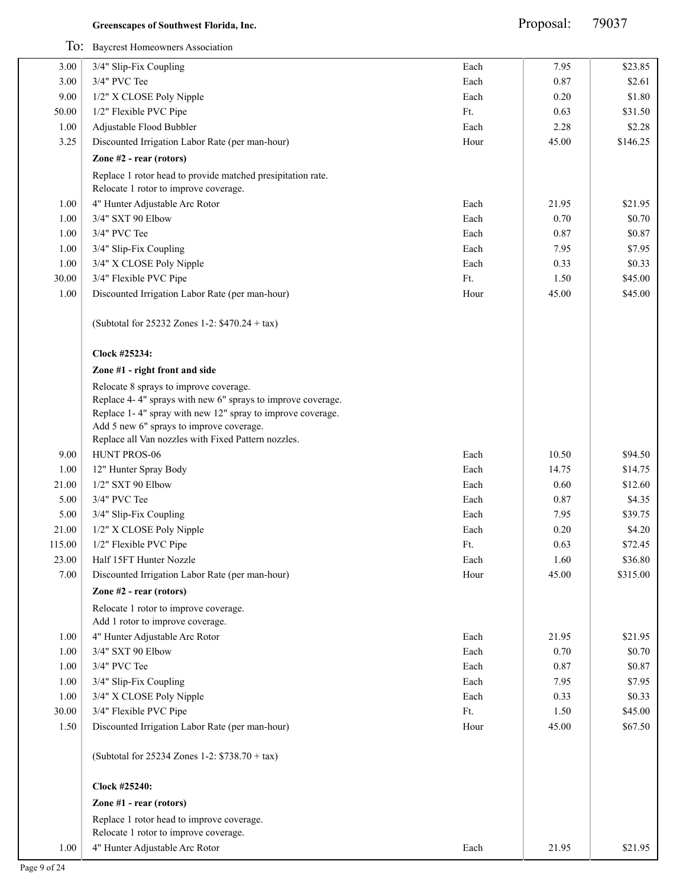**Greenscapes of Southwest Florida, Inc.** Proposal: 79037

To: Baycrest Homeowners Association

| Qty | Description | Unit | Price | Total |
|---|---|---|---|---|
| 3.00 | 3/4" Slip-Fix Coupling | Each | 7.95 | $23.85 |
| 3.00 | 3/4" PVC Tee | Each | 0.87 | $2.61 |
| 9.00 | 1/2" X CLOSE Poly Nipple | Each | 0.20 | $1.80 |
| 50.00 | 1/2" Flexible PVC Pipe | Ft. | 0.63 | $31.50 |
| 1.00 | Adjustable Flood Bubbler | Each | 2.28 | $2.28 |
| 3.25 | Discounted Irrigation Labor Rate (per man-hour) | Hour | 45.00 | $146.25 |
| | **Zone #2 - rear (rotors)** | | | |
| | Replace 1 rotor head to provide matched presipitation rate.<br>Relocate 1 rotor to improve coverage. | | | |
| 1.00 | 4" Hunter Adjustable Arc Rotor | Each | 21.95 | $21.95 |
| 1.00 | 3/4" SXT 90 Elbow | Each | 0.70 | $0.70 |
| 1.00 | 3/4" PVC Tee | Each | 0.87 | $0.87 |
| 1.00 | 3/4" Slip-Fix Coupling | Each | 7.95 | $7.95 |
| 1.00 | 3/4" X CLOSE Poly Nipple | Each | 0.33 | $0.33 |
| 30.00 | 3/4" Flexible PVC Pipe | Ft. | 1.50 | $45.00 |
| 1.00 | Discounted Irrigation Labor Rate (per man-hour) | Hour | 45.00 | $45.00 |
| | (Subtotal for 25232 Zones 1-2: $470.24 + tax) | | | |
| | **Clock #25234:** | | | |
| | **Zone #1 - right front and side** | | | |
| | Relocate 8 sprays to improve coverage.<br>Replace 4- 4" sprays with new 6" sprays to improve coverage.<br>Replace 1- 4" spray with new 12" spray to improve coverage.<br>Add 5 new 6" sprays to improve coverage.<br>Replace all Van nozzles with Fixed Pattern nozzles. | | | |
| 9.00 | HUNT PROS-06 | Each | 10.50 | $94.50 |
| 1.00 | 12" Hunter Spray Body | Each | 14.75 | $14.75 |
| 21.00 | 1/2" SXT 90 Elbow | Each | 0.60 | $12.60 |
| 5.00 | 3/4" PVC Tee | Each | 0.87 | $4.35 |
| 5.00 | 3/4" Slip-Fix Coupling | Each | 7.95 | $39.75 |
| 21.00 | 1/2" X CLOSE Poly Nipple | Each | 0.20 | $4.20 |
| 115.00 | 1/2" Flexible PVC Pipe | Ft. | 0.63 | $72.45 |
| 23.00 | Half 15FT Hunter Nozzle | Each | 1.60 | $36.80 |
| 7.00 | Discounted Irrigation Labor Rate (per man-hour) | Hour | 45.00 | $315.00 |
| | **Zone #2 - rear (rotors)** | | | |
| | Relocate 1 rotor to improve coverage.<br>Add 1 rotor to improve coverage. | | | |
| 1.00 | 4" Hunter Adjustable Arc Rotor | Each | 21.95 | $21.95 |
| 1.00 | 3/4" SXT 90 Elbow | Each | 0.70 | $0.70 |
| 1.00 | 3/4" PVC Tee | Each | 0.87 | $0.87 |
| 1.00 | 3/4" Slip-Fix Coupling | Each | 7.95 | $7.95 |
| 1.00 | 3/4" X CLOSE Poly Nipple | Each | 0.33 | $0.33 |
| 30.00 | 3/4" Flexible PVC Pipe | Ft. | 1.50 | $45.00 |
| 1.50 | Discounted Irrigation Labor Rate (per man-hour) | Hour | 45.00 | $67.50 |
| | (Subtotal for 25234 Zones 1-2: $738.70 + tax) | | | |
| | **Clock #25240:** | | | |
| | **Zone #1 - rear (rotors)** | | | |
| | Replace 1 rotor head to improve coverage.<br>Relocate 1 rotor to improve coverage. | | | |
| 1.00 | 4" Hunter Adjustable Arc Rotor | Each | 21.95 | $21.95 |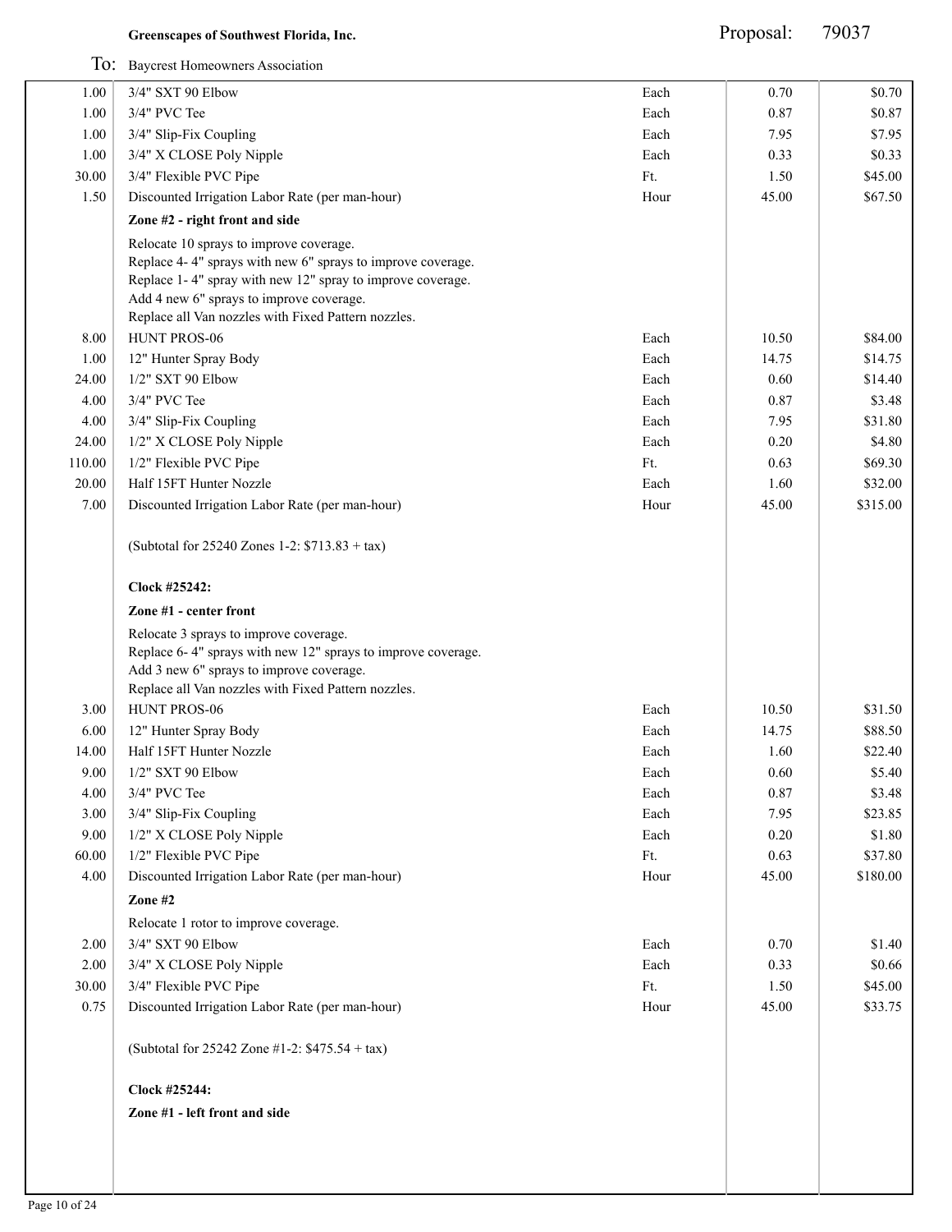**Greenscapes of Southwest Florida, Inc.** Proposal: 79037

To: Baycrest Homeowners Association

| | | | | |
|---|---|---|---|---|
| 1.00 | 3/4" SXT 90 Elbow | Each | 0.70 | $0.70 |
| 1.00 | 3/4" PVC Tee | Each | 0.87 | $0.87 |
| 1.00 | 3/4" Slip-Fix Coupling | Each | 7.95 | $7.95 |
| 1.00 | 3/4" X CLOSE Poly Nipple | Each | 0.33 | $0.33 |
| 30.00 | 3/4" Flexible PVC Pipe | Ft. | 1.50 | $45.00 |
| 1.50 | Discounted Irrigation Labor Rate (per man-hour) | Hour | 45.00 | $67.50 |
| | **Zone #2 - right front and side** | | | |
| | Relocate 10 sprays to improve coverage.<br>Replace 4- 4" sprays with new 6" sprays to improve coverage.<br>Replace 1- 4" spray with new 12" spray to improve coverage.<br>Add 4 new 6" sprays to improve coverage.<br>Replace all Van nozzles with Fixed Pattern nozzles. | | | |
| 8.00 | HUNT PROS-06 | Each | 10.50 | $84.00 |
| 1.00 | 12" Hunter Spray Body | Each | 14.75 | $14.75 |
| 24.00 | 1/2" SXT 90 Elbow | Each | 0.60 | $14.40 |
| 4.00 | 3/4" PVC Tee | Each | 0.87 | $3.48 |
| 4.00 | 3/4" Slip-Fix Coupling | Each | 7.95 | $31.80 |
| 24.00 | 1/2" X CLOSE Poly Nipple | Each | 0.20 | $4.80 |
| 110.00 | 1/2" Flexible PVC Pipe | Ft. | 0.63 | $69.30 |
| 20.00 | Half 15FT Hunter Nozzle | Each | 1.60 | $32.00 |
| 7.00 | Discounted Irrigation Labor Rate (per man-hour) | Hour | 45.00 | $315.00 |
| | (Subtotal for 25240 Zones 1-2: $713.83 + tax) | | | |
| | **Clock #25242:** | | | |
| | **Zone #1 - center front** | | | |
| | Relocate 3 sprays to improve coverage.<br>Replace 6- 4" sprays with new 12" sprays to improve coverage.<br>Add 3 new 6" sprays to improve coverage.<br>Replace all Van nozzles with Fixed Pattern nozzles. | | | |
| 3.00 | HUNT PROS-06 | Each | 10.50 | $31.50 |
| 6.00 | 12" Hunter Spray Body | Each | 14.75 | $88.50 |
| 14.00 | Half 15FT Hunter Nozzle | Each | 1.60 | $22.40 |
| 9.00 | 1/2" SXT 90 Elbow | Each | 0.60 | $5.40 |
| 4.00 | 3/4" PVC Tee | Each | 0.87 | $3.48 |
| 3.00 | 3/4" Slip-Fix Coupling | Each | 7.95 | $23.85 |
| 9.00 | 1/2" X CLOSE Poly Nipple | Each | 0.20 | $1.80 |
| 60.00 | 1/2" Flexible PVC Pipe | Ft. | 0.63 | $37.80 |
| 4.00 | Discounted Irrigation Labor Rate (per man-hour) | Hour | 45.00 | $180.00 |
| | **Zone #2** | | | |
| | Relocate 1 rotor to improve coverage. | | | |
| 2.00 | 3/4" SXT 90 Elbow | Each | 0.70 | $1.40 |
| 2.00 | 3/4" X CLOSE Poly Nipple | Each | 0.33 | $0.66 |
| 30.00 | 3/4" Flexible PVC Pipe | Ft. | 1.50 | $45.00 |
| 0.75 | Discounted Irrigation Labor Rate (per man-hour) | Hour | 45.00 | $33.75 |
| | (Subtotal for 25242 Zone #1-2: $475.54 + tax) | | | |
| | **Clock #25244:** | | | |
| | **Zone #1 - left front and side** | | | |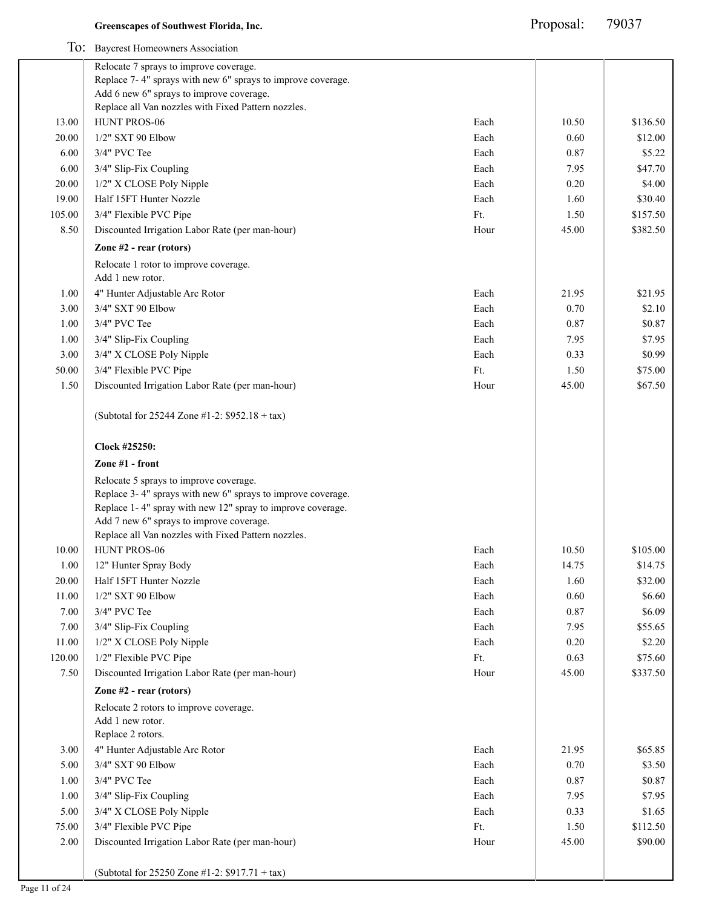**Greenscapes of Southwest Florida, Inc.** Proposal: 79037

To: Baycrest Homeowners Association

| Qty | Description | Unit | Price | Total |
|---|---|---|---|---|
| | Relocate 7 sprays to improve coverage.<br>Replace 7- 4" sprays with new 6" sprays to improve coverage.<br>Add 6 new 6" sprays to improve coverage.<br>Replace all Van nozzles with Fixed Pattern nozzles. | | | |
| 13.00 | HUNT PROS-06 | Each | 10.50 | $136.50 |
| 20.00 | 1/2" SXT 90 Elbow | Each | 0.60 | $12.00 |
| 6.00 | 3/4" PVC Tee | Each | 0.87 | $5.22 |
| 6.00 | 3/4" Slip-Fix Coupling | Each | 7.95 | $47.70 |
| 20.00 | 1/2" X CLOSE Poly Nipple | Each | 0.20 | $4.00 |
| 19.00 | Half 15FT Hunter Nozzle | Each | 1.60 | $30.40 |
| 105.00 | 3/4" Flexible PVC Pipe | Ft. | 1.50 | $157.50 |
| 8.50 | Discounted Irrigation Labor Rate (per man-hour) | Hour | 45.00 | $382.50 |
| | **Zone #2 - rear (rotors)** | | | |
| | Relocate 1 rotor to improve coverage.<br>Add 1 new rotor. | | | |
| 1.00 | 4" Hunter Adjustable Arc Rotor | Each | 21.95 | $21.95 |
| 3.00 | 3/4" SXT 90 Elbow | Each | 0.70 | $2.10 |
| 1.00 | 3/4" PVC Tee | Each | 0.87 | $0.87 |
| 1.00 | 3/4" Slip-Fix Coupling | Each | 7.95 | $7.95 |
| 3.00 | 3/4" X CLOSE Poly Nipple | Each | 0.33 | $0.99 |
| 50.00 | 3/4" Flexible PVC Pipe | Ft. | 1.50 | $75.00 |
| 1.50 | Discounted Irrigation Labor Rate (per man-hour) | Hour | 45.00 | $67.50 |
| | (Subtotal for 25244 Zone #1-2: $952.18 + tax) | | | |
| | **Clock #25250:** | | | |
| | **Zone #1 - front** | | | |
| | Relocate 5 sprays to improve coverage.<br>Replace 3- 4" sprays with new 6" sprays to improve coverage.<br>Replace 1- 4" spray with new 12" spray to improve coverage.<br>Add 7 new 6" sprays to improve coverage.<br>Replace all Van nozzles with Fixed Pattern nozzles. | | | |
| 10.00 | HUNT PROS-06 | Each | 10.50 | $105.00 |
| 1.00 | 12" Hunter Spray Body | Each | 14.75 | $14.75 |
| 20.00 | Half 15FT Hunter Nozzle | Each | 1.60 | $32.00 |
| 11.00 | 1/2" SXT 90 Elbow | Each | 0.60 | $6.60 |
| 7.00 | 3/4" PVC Tee | Each | 0.87 | $6.09 |
| 7.00 | 3/4" Slip-Fix Coupling | Each | 7.95 | $55.65 |
| 11.00 | 1/2" X CLOSE Poly Nipple | Each | 0.20 | $2.20 |
| 120.00 | 1/2" Flexible PVC Pipe | Ft. | 0.63 | $75.60 |
| 7.50 | Discounted Irrigation Labor Rate (per man-hour) | Hour | 45.00 | $337.50 |
| | **Zone #2 - rear (rotors)** | | | |
| | Relocate 2 rotors to improve coverage.<br>Add 1 new rotor.<br>Replace 2 rotors. | | | |
| 3.00 | 4" Hunter Adjustable Arc Rotor | Each | 21.95 | $65.85 |
| 5.00 | 3/4" SXT 90 Elbow | Each | 0.70 | $3.50 |
| 1.00 | 3/4" PVC Tee | Each | 0.87 | $0.87 |
| 1.00 | 3/4" Slip-Fix Coupling | Each | 7.95 | $7.95 |
| 5.00 | 3/4" X CLOSE Poly Nipple | Each | 0.33 | $1.65 |
| 75.00 | 3/4" Flexible PVC Pipe | Ft. | 1.50 | $112.50 |
| 2.00 | Discounted Irrigation Labor Rate (per man-hour) | Hour | 45.00 | $90.00 |
| | (Subtotal for 25250 Zone #1-2: $917.71 + tax) | | | |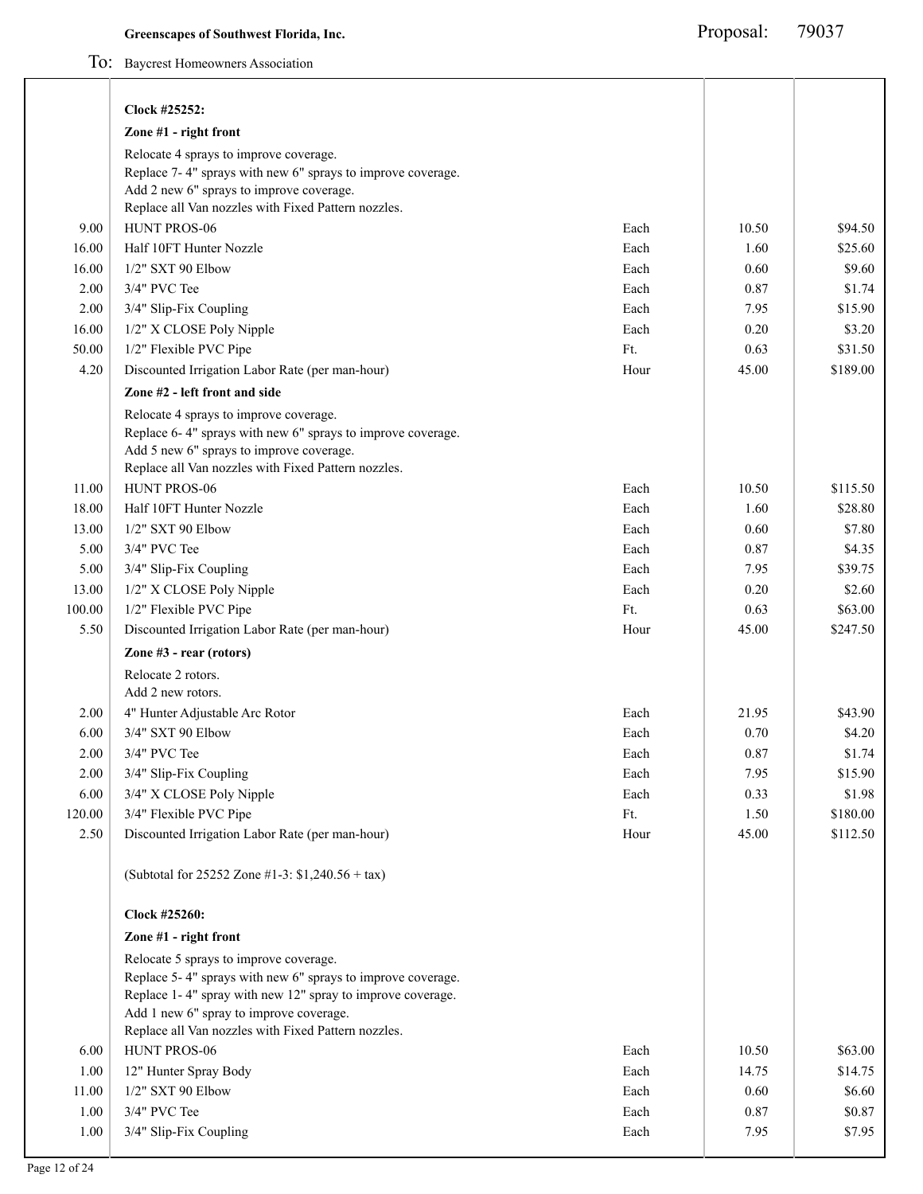**Greenscapes of Southwest Florida, Inc.**

Proposal: 79037

To: Baycrest Homeowners Association

| Qty | Description | Unit | Price | Total |
|---|---|---|---|---|
| | **Clock #25252:** | | | |
| | **Zone #1 - right front** | | | |
| | Relocate 4 sprays to improve coverage.<br>Replace 7- 4" sprays with new 6" sprays to improve coverage.<br>Add 2 new 6" sprays to improve coverage.<br>Replace all Van nozzles with Fixed Pattern nozzles. | | | |
| 9.00 | HUNT PROS-06 | Each | 10.50 | $94.50 |
| 16.00 | Half 10FT Hunter Nozzle | Each | 1.60 | $25.60 |
| 16.00 | 1/2" SXT 90 Elbow | Each | 0.60 | $9.60 |
| 2.00 | 3/4" PVC Tee | Each | 0.87 | $1.74 |
| 2.00 | 3/4" Slip-Fix Coupling | Each | 7.95 | $15.90 |
| 16.00 | 1/2" X CLOSE Poly Nipple | Each | 0.20 | $3.20 |
| 50.00 | 1/2" Flexible PVC Pipe | Ft. | 0.63 | $31.50 |
| 4.20 | Discounted Irrigation Labor Rate (per man-hour) | Hour | 45.00 | $189.00 |
| | **Zone #2 - left front and side** | | | |
| | Relocate 4 sprays to improve coverage.<br>Replace 6- 4" sprays with new 6" sprays to improve coverage.<br>Add 5 new 6" sprays to improve coverage.<br>Replace all Van nozzles with Fixed Pattern nozzles. | | | |
| 11.00 | HUNT PROS-06 | Each | 10.50 | $115.50 |
| 18.00 | Half 10FT Hunter Nozzle | Each | 1.60 | $28.80 |
| 13.00 | 1/2" SXT 90 Elbow | Each | 0.60 | $7.80 |
| 5.00 | 3/4" PVC Tee | Each | 0.87 | $4.35 |
| 5.00 | 3/4" Slip-Fix Coupling | Each | 7.95 | $39.75 |
| 13.00 | 1/2" X CLOSE Poly Nipple | Each | 0.20 | $2.60 |
| 100.00 | 1/2" Flexible PVC Pipe | Ft. | 0.63 | $63.00 |
| 5.50 | Discounted Irrigation Labor Rate (per man-hour) | Hour | 45.00 | $247.50 |
| | **Zone #3 - rear (rotors)** | | | |
| | Relocate 2 rotors.<br>Add 2 new rotors. | | | |
| 2.00 | 4" Hunter Adjustable Arc Rotor | Each | 21.95 | $43.90 |
| 6.00 | 3/4" SXT 90 Elbow | Each | 0.70 | $4.20 |
| 2.00 | 3/4" PVC Tee | Each | 0.87 | $1.74 |
| 2.00 | 3/4" Slip-Fix Coupling | Each | 7.95 | $15.90 |
| 6.00 | 3/4" X CLOSE Poly Nipple | Each | 0.33 | $1.98 |
| 120.00 | 3/4" Flexible PVC Pipe | Ft. | 1.50 | $180.00 |
| 2.50 | Discounted Irrigation Labor Rate (per man-hour) | Hour | 45.00 | $112.50 |
| | (Subtotal for 25252 Zone #1-3: $1,240.56 + tax) | | | |
| | **Clock #25260:** | | | |
| | **Zone #1 - right front** | | | |
| | Relocate 5 sprays to improve coverage.<br>Replace 5- 4" sprays with new 6" sprays to improve coverage.<br>Replace 1- 4" spray with new 12" spray to improve coverage.<br>Add 1 new 6" spray to improve coverage.<br>Replace all Van nozzles with Fixed Pattern nozzles. | | | |
| 6.00 | HUNT PROS-06 | Each | 10.50 | $63.00 |
| 1.00 | 12" Hunter Spray Body | Each | 14.75 | $14.75 |
| 11.00 | 1/2" SXT 90 Elbow | Each | 0.60 | $6.60 |
| 1.00 | 3/4" PVC Tee | Each | 0.87 | $0.87 |
| 1.00 | 3/4" Slip-Fix Coupling | Each | 7.95 | $7.95 |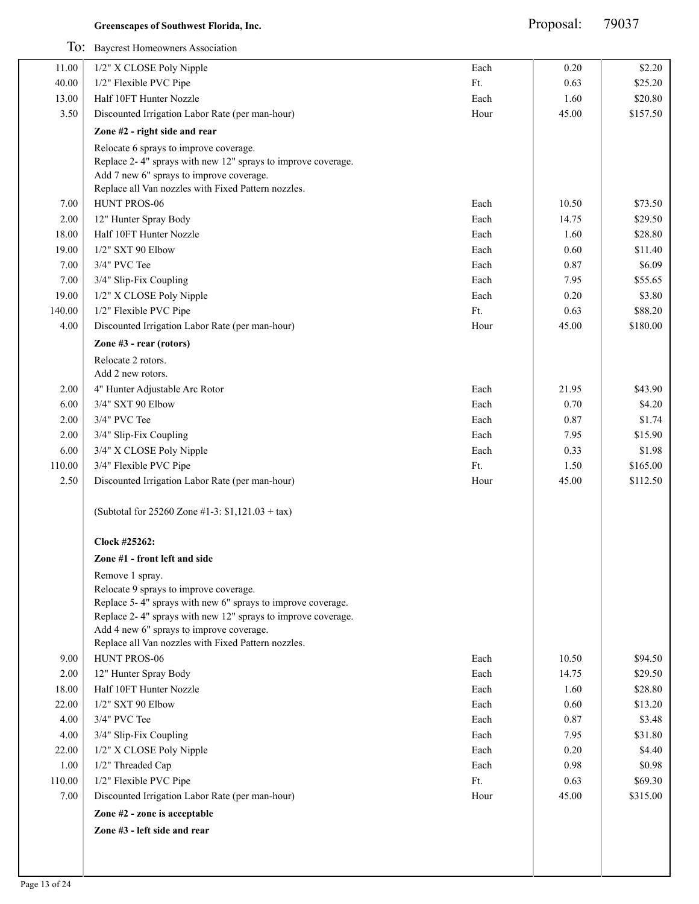**Greenscapes of Southwest Florida, Inc.** Proposal: 79037

To: Baycrest Homeowners Association

| Qty | Description | Unit | Price | Total |
|---|---|---|---|---|
| 11.00 | 1/2" X CLOSE Poly Nipple | Each | 0.20 | $2.20 |
| 40.00 | 1/2" Flexible PVC Pipe | Ft. | 0.63 | $25.20 |
| 13.00 | Half 10FT Hunter Nozzle | Each | 1.60 | $20.80 |
| 3.50 | Discounted Irrigation Labor Rate (per man-hour) | Hour | 45.00 | $157.50 |
| | **Zone #2 - right side and rear** | | | |
| | Relocate 6 sprays to improve coverage.<br>Replace 2- 4" sprays with new 12" sprays to improve coverage.<br>Add 7 new 6" sprays to improve coverage.<br>Replace all Van nozzles with Fixed Pattern nozzles. | | | |
| 7.00 | HUNT PROS-06 | Each | 10.50 | $73.50 |
| 2.00 | 12" Hunter Spray Body | Each | 14.75 | $29.50 |
| 18.00 | Half 10FT Hunter Nozzle | Each | 1.60 | $28.80 |
| 19.00 | 1/2" SXT 90 Elbow | Each | 0.60 | $11.40 |
| 7.00 | 3/4" PVC Tee | Each | 0.87 | $6.09 |
| 7.00 | 3/4" Slip-Fix Coupling | Each | 7.95 | $55.65 |
| 19.00 | 1/2" X CLOSE Poly Nipple | Each | 0.20 | $3.80 |
| 140.00 | 1/2" Flexible PVC Pipe | Ft. | 0.63 | $88.20 |
| 4.00 | Discounted Irrigation Labor Rate (per man-hour) | Hour | 45.00 | $180.00 |
| | **Zone #3 - rear (rotors)** | | | |
| | Relocate 2 rotors.<br>Add 2 new rotors. | | | |
| 2.00 | 4" Hunter Adjustable Arc Rotor | Each | 21.95 | $43.90 |
| 6.00 | 3/4" SXT 90 Elbow | Each | 0.70 | $4.20 |
| 2.00 | 3/4" PVC Tee | Each | 0.87 | $1.74 |
| 2.00 | 3/4" Slip-Fix Coupling | Each | 7.95 | $15.90 |
| 6.00 | 3/4" X CLOSE Poly Nipple | Each | 0.33 | $1.98 |
| 110.00 | 3/4" Flexible PVC Pipe | Ft. | 1.50 | $165.00 |
| 2.50 | Discounted Irrigation Labor Rate (per man-hour) | Hour | 45.00 | $112.50 |
| | (Subtotal for 25260 Zone #1-3: $1,121.03 + tax) | | | |
| | **Clock #25262:** | | | |
| | **Zone #1 - front left and side** | | | |
| | Remove 1 spray.<br>Relocate 9 sprays to improve coverage.<br>Replace 5- 4" sprays with new 6" sprays to improve coverage.<br>Replace 2- 4" sprays with new 12" sprays to improve coverage.<br>Add 4 new 6" sprays to improve coverage.<br>Replace all Van nozzles with Fixed Pattern nozzles. | | | |
| 9.00 | HUNT PROS-06 | Each | 10.50 | $94.50 |
| 2.00 | 12" Hunter Spray Body | Each | 14.75 | $29.50 |
| 18.00 | Half 10FT Hunter Nozzle | Each | 1.60 | $28.80 |
| 22.00 | 1/2" SXT 90 Elbow | Each | 0.60 | $13.20 |
| 4.00 | 3/4" PVC Tee | Each | 0.87 | $3.48 |
| 4.00 | 3/4" Slip-Fix Coupling | Each | 7.95 | $31.80 |
| 22.00 | 1/2" X CLOSE Poly Nipple | Each | 0.20 | $4.40 |
| 1.00 | 1/2" Threaded Cap | Each | 0.98 | $0.98 |
| 110.00 | 1/2" Flexible PVC Pipe | Ft. | 0.63 | $69.30 |
| 7.00 | Discounted Irrigation Labor Rate (per man-hour) | Hour | 45.00 | $315.00 |
| | **Zone #2 - zone is acceptable** | | | |
| | **Zone #3 - left side and rear** | | | |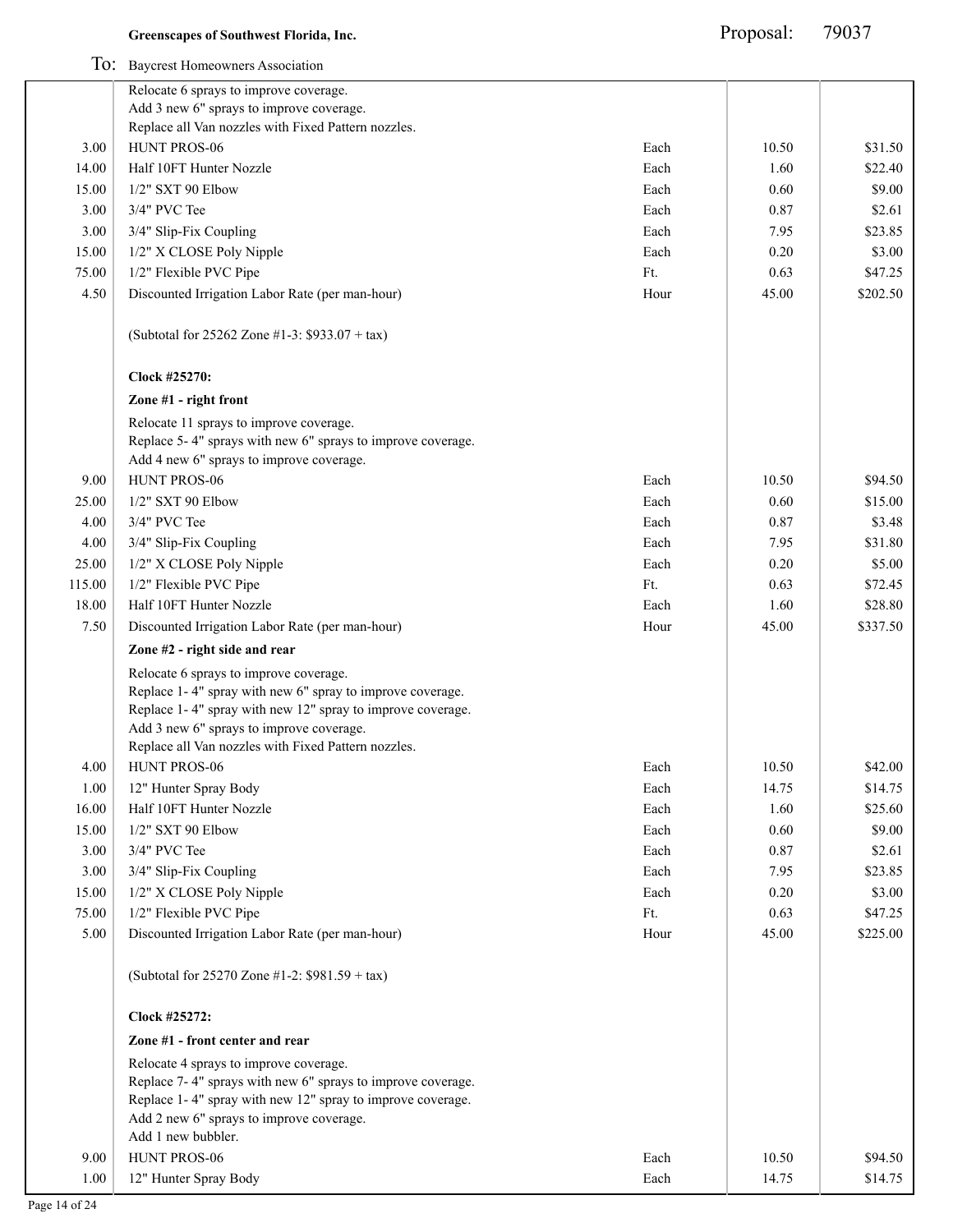**Greenscapes of Southwest Florida, Inc.**

Proposal: 79037

To: Baycrest Homeowners Association

| Qty | Description | Unit | Price | Total |
|---|---|---|---|---|
| | Relocate 6 sprays to improve coverage.<br>Add 3 new 6" sprays to improve coverage.<br>Replace all Van nozzles with Fixed Pattern nozzles. | | | |
| 3.00 | HUNT PROS-06 | Each | 10.50 | $31.50 |
| 14.00 | Half 10FT Hunter Nozzle | Each | 1.60 | $22.40 |
| 15.00 | 1/2" SXT 90 Elbow | Each | 0.60 | $9.00 |
| 3.00 | 3/4" PVC Tee | Each | 0.87 | $2.61 |
| 3.00 | 3/4" Slip-Fix Coupling | Each | 7.95 | $23.85 |
| 15.00 | 1/2" X CLOSE Poly Nipple | Each | 0.20 | $3.00 |
| 75.00 | 1/2" Flexible PVC Pipe | Ft. | 0.63 | $47.25 |
| 4.50 | Discounted Irrigation Labor Rate (per man-hour) | Hour | 45.00 | $202.50 |
| | (Subtotal for 25262 Zone #1-3: $933.07 + tax) | | | |
| | **Clock #25270:** | | | |
| | **Zone #1 - right front** | | | |
| | Relocate 11 sprays to improve coverage.<br>Replace 5- 4" sprays with new 6" sprays to improve coverage.<br>Add 4 new 6" sprays to improve coverage. | | | |
| 9.00 | HUNT PROS-06 | Each | 10.50 | $94.50 |
| 25.00 | 1/2" SXT 90 Elbow | Each | 0.60 | $15.00 |
| 4.00 | 3/4" PVC Tee | Each | 0.87 | $3.48 |
| 4.00 | 3/4" Slip-Fix Coupling | Each | 7.95 | $31.80 |
| 25.00 | 1/2" X CLOSE Poly Nipple | Each | 0.20 | $5.00 |
| 115.00 | 1/2" Flexible PVC Pipe | Ft. | 0.63 | $72.45 |
| 18.00 | Half 10FT Hunter Nozzle | Each | 1.60 | $28.80 |
| 7.50 | Discounted Irrigation Labor Rate (per man-hour) | Hour | 45.00 | $337.50 |
| | **Zone #2 - right side and rear** | | | |
| | Relocate 6 sprays to improve coverage.<br>Replace 1- 4" spray with new 6" spray to improve coverage.<br>Replace 1- 4" spray with new 12" spray to improve coverage.<br>Add 3 new 6" sprays to improve coverage.<br>Replace all Van nozzles with Fixed Pattern nozzles. | | | |
| 4.00 | HUNT PROS-06 | Each | 10.50 | $42.00 |
| 1.00 | 12" Hunter Spray Body | Each | 14.75 | $14.75 |
| 16.00 | Half 10FT Hunter Nozzle | Each | 1.60 | $25.60 |
| 15.00 | 1/2" SXT 90 Elbow | Each | 0.60 | $9.00 |
| 3.00 | 3/4" PVC Tee | Each | 0.87 | $2.61 |
| 3.00 | 3/4" Slip-Fix Coupling | Each | 7.95 | $23.85 |
| 15.00 | 1/2" X CLOSE Poly Nipple | Each | 0.20 | $3.00 |
| 75.00 | 1/2" Flexible PVC Pipe | Ft. | 0.63 | $47.25 |
| 5.00 | Discounted Irrigation Labor Rate (per man-hour) | Hour | 45.00 | $225.00 |
| | (Subtotal for 25270 Zone #1-2: $981.59 + tax) | | | |
| | **Clock #25272:** | | | |
| | **Zone #1 - front center and rear** | | | |
| | Relocate 4 sprays to improve coverage.<br>Replace 7- 4" sprays with new 6" sprays to improve coverage.<br>Replace 1- 4" spray with new 12" spray to improve coverage.<br>Add 2 new 6" sprays to improve coverage.<br>Add 1 new bubbler. | | | |
| 9.00 | HUNT PROS-06 | Each | 10.50 | $94.50 |
| 1.00 | 12" Hunter Spray Body | Each | 14.75 | $14.75 |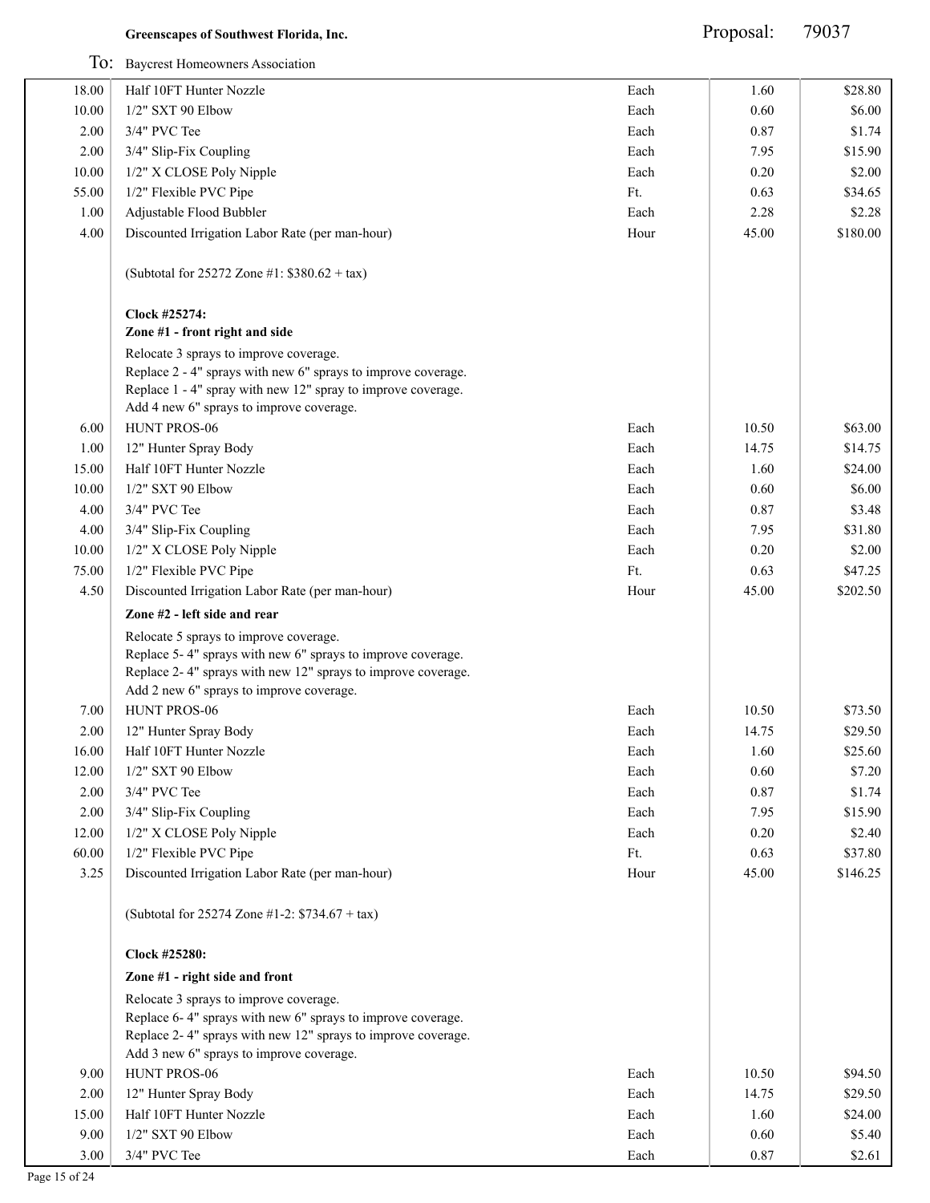Greenscapes of Southwest Florida, Inc. Proposal: 79037

To: Baycrest Homeowners Association

| Qty | Description | Unit | Price | Total |
|---|---|---|---|---|
| 18.00 | Half 10FT Hunter Nozzle | Each | 1.60 | $28.80 |
| 10.00 | 1/2" SXT 90 Elbow | Each | 0.60 | $6.00 |
| 2.00 | 3/4" PVC Tee | Each | 0.87 | $1.74 |
| 2.00 | 3/4" Slip-Fix Coupling | Each | 7.95 | $15.90 |
| 10.00 | 1/2" X CLOSE Poly Nipple | Each | 0.20 | $2.00 |
| 55.00 | 1/2" Flexible PVC Pipe | Ft. | 0.63 | $34.65 |
| 1.00 | Adjustable Flood Bubbler | Each | 2.28 | $2.28 |
| 4.00 | Discounted Irrigation Labor Rate (per man-hour) | Hour | 45.00 | $180.00 |
| | (Subtotal for 25272 Zone #1: $380.62 + tax) | | | |
| | **Clock #25274:** | | | |
| | **Zone #1 - front right and side** | | | |
| | Relocate 3 sprays to improve coverage.<br>Replace 2 - 4" sprays with new 6" sprays to improve coverage.<br>Replace 1 - 4" spray with new 12" spray to improve coverage.<br>Add 4 new 6" sprays to improve coverage. | | | |
| 6.00 | HUNT PROS-06 | Each | 10.50 | $63.00 |
| 1.00 | 12" Hunter Spray Body | Each | 14.75 | $14.75 |
| 15.00 | Half 10FT Hunter Nozzle | Each | 1.60 | $24.00 |
| 10.00 | 1/2" SXT 90 Elbow | Each | 0.60 | $6.00 |
| 4.00 | 3/4" PVC Tee | Each | 0.87 | $3.48 |
| 4.00 | 3/4" Slip-Fix Coupling | Each | 7.95 | $31.80 |
| 10.00 | 1/2" X CLOSE Poly Nipple | Each | 0.20 | $2.00 |
| 75.00 | 1/2" Flexible PVC Pipe | Ft. | 0.63 | $47.25 |
| 4.50 | Discounted Irrigation Labor Rate (per man-hour) | Hour | 45.00 | $202.50 |
| | **Zone #2 - left side and rear** | | | |
| | Relocate 5 sprays to improve coverage.<br>Replace 5- 4" sprays with new 6" sprays to improve coverage.<br>Replace 2- 4" sprays with new 12" sprays to improve coverage.<br>Add 2 new 6" sprays to improve coverage. | | | |
| 7.00 | HUNT PROS-06 | Each | 10.50 | $73.50 |
| 2.00 | 12" Hunter Spray Body | Each | 14.75 | $29.50 |
| 16.00 | Half 10FT Hunter Nozzle | Each | 1.60 | $25.60 |
| 12.00 | 1/2" SXT 90 Elbow | Each | 0.60 | $7.20 |
| 2.00 | 3/4" PVC Tee | Each | 0.87 | $1.74 |
| 2.00 | 3/4" Slip-Fix Coupling | Each | 7.95 | $15.90 |
| 12.00 | 1/2" X CLOSE Poly Nipple | Each | 0.20 | $2.40 |
| 60.00 | 1/2" Flexible PVC Pipe | Ft. | 0.63 | $37.80 |
| 3.25 | Discounted Irrigation Labor Rate (per man-hour) | Hour | 45.00 | $146.25 |
| | (Subtotal for 25274 Zone #1-2: $734.67 + tax) | | | |
| | **Clock #25280:** | | | |
| | **Zone #1 - right side and front** | | | |
| | Relocate 3 sprays to improve coverage.<br>Replace 6- 4" sprays with new 6" sprays to improve coverage.<br>Replace 2- 4" sprays with new 12" sprays to improve coverage.<br>Add 3 new 6" sprays to improve coverage. | | | |
| 9.00 | HUNT PROS-06 | Each | 10.50 | $94.50 |
| 2.00 | 12" Hunter Spray Body | Each | 14.75 | $29.50 |
| 15.00 | Half 10FT Hunter Nozzle | Each | 1.60 | $24.00 |
| 9.00 | 1/2" SXT 90 Elbow | Each | 0.60 | $5.40 |
| 3.00 | 3/4" PVC Tee | Each | 0.87 | $2.61 |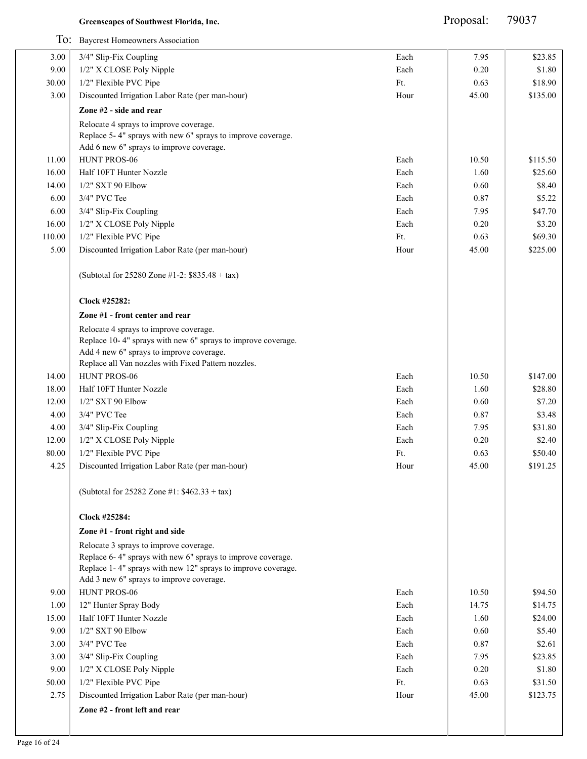**Greenscapes of Southwest Florida, Inc.** Proposal: 79037

To: Baycrest Homeowners Association

| Qty | Description | Unit | Price | Total |
|---|---|---|---|---|
| 3.00 | 3/4" Slip-Fix Coupling | Each | 7.95 | $23.85 |
| 9.00 | 1/2" X CLOSE Poly Nipple | Each | 0.20 | $1.80 |
| 30.00 | 1/2" Flexible PVC Pipe | Ft. | 0.63 | $18.90 |
| 3.00 | Discounted Irrigation Labor Rate (per man-hour) | Hour | 45.00 | $135.00 |
| | **Zone #2 - side and rear** | | | |
| | Relocate 4 sprays to improve coverage.<br>Replace 5- 4" sprays with new 6" sprays to improve coverage.<br>Add 6 new 6" sprays to improve coverage. | | | |
| 11.00 | HUNT PROS-06 | Each | 10.50 | $115.50 |
| 16.00 | Half 10FT Hunter Nozzle | Each | 1.60 | $25.60 |
| 14.00 | 1/2" SXT 90 Elbow | Each | 0.60 | $8.40 |
| 6.00 | 3/4" PVC Tee | Each | 0.87 | $5.22 |
| 6.00 | 3/4" Slip-Fix Coupling | Each | 7.95 | $47.70 |
| 16.00 | 1/2" X CLOSE Poly Nipple | Each | 0.20 | $3.20 |
| 110.00 | 1/2" Flexible PVC Pipe | Ft. | 0.63 | $69.30 |
| 5.00 | Discounted Irrigation Labor Rate (per man-hour) | Hour | 45.00 | $225.00 |
| | (Subtotal for 25280 Zone #1-2: $835.48 + tax) | | | |
| | **Clock #25282:** | | | |
| | **Zone #1 - front center and rear** | | | |
| | Relocate 4 sprays to improve coverage.<br>Replace 10- 4" sprays with new 6" sprays to improve coverage.<br>Add 4 new 6" sprays to improve coverage.<br>Replace all Van nozzles with Fixed Pattern nozzles. | | | |
| 14.00 | HUNT PROS-06 | Each | 10.50 | $147.00 |
| 18.00 | Half 10FT Hunter Nozzle | Each | 1.60 | $28.80 |
| 12.00 | 1/2" SXT 90 Elbow | Each | 0.60 | $7.20 |
| 4.00 | 3/4" PVC Tee | Each | 0.87 | $3.48 |
| 4.00 | 3/4" Slip-Fix Coupling | Each | 7.95 | $31.80 |
| 12.00 | 1/2" X CLOSE Poly Nipple | Each | 0.20 | $2.40 |
| 80.00 | 1/2" Flexible PVC Pipe | Ft. | 0.63 | $50.40 |
| 4.25 | Discounted Irrigation Labor Rate (per man-hour) | Hour | 45.00 | $191.25 |
| | (Subtotal for 25282 Zone #1: $462.33 + tax) | | | |
| | **Clock #25284:** | | | |
| | **Zone #1 - front right and side** | | | |
| | Relocate 3 sprays to improve coverage.<br>Replace 6- 4" sprays with new 6" sprays to improve coverage.<br>Replace 1- 4" sprays with new 12" sprays to improve coverage.<br>Add 3 new 6" sprays to improve coverage. | | | |
| 9.00 | HUNT PROS-06 | Each | 10.50 | $94.50 |
| 1.00 | 12" Hunter Spray Body | Each | 14.75 | $14.75 |
| 15.00 | Half 10FT Hunter Nozzle | Each | 1.60 | $24.00 |
| 9.00 | 1/2" SXT 90 Elbow | Each | 0.60 | $5.40 |
| 3.00 | 3/4" PVC Tee | Each | 0.87 | $2.61 |
| 3.00 | 3/4" Slip-Fix Coupling | Each | 7.95 | $23.85 |
| 9.00 | 1/2" X CLOSE Poly Nipple | Each | 0.20 | $1.80 |
| 50.00 | 1/2" Flexible PVC Pipe | Ft. | 0.63 | $31.50 |
| 2.75 | Discounted Irrigation Labor Rate (per man-hour) | Hour | 45.00 | $123.75 |
| | **Zone #2 - front left and rear** | | | |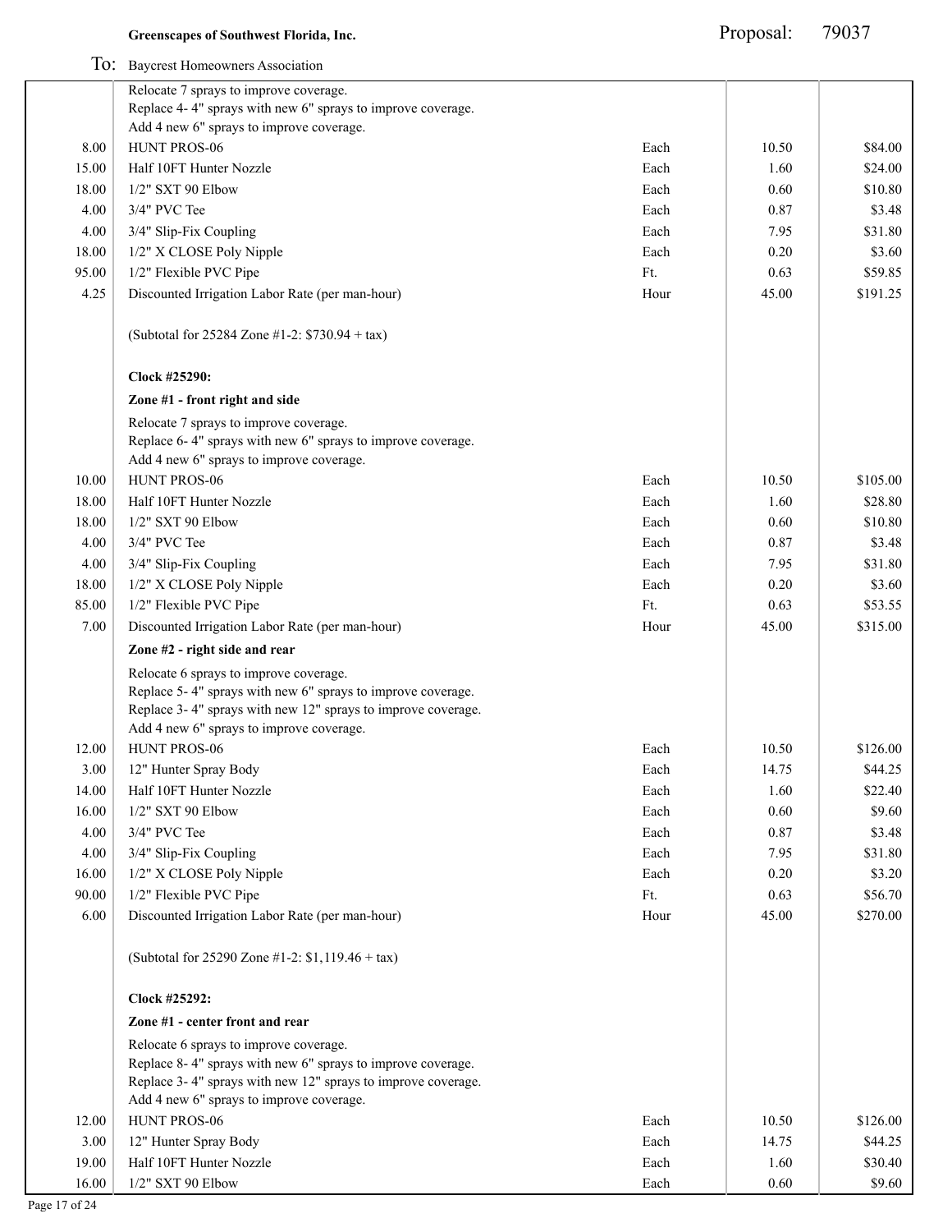**Greenscapes of Southwest Florida, Inc.** Proposal: 79037

To: Baycrest Homeowners Association

| Qty | Description | Unit | Price | Total |
|---|---|---|---|---|
| | Relocate 7 sprays to improve coverage.<br>Replace 4- 4" sprays with new 6" sprays to improve coverage.<br>Add 4 new 6" sprays to improve coverage. | | | |
| 8.00 | HUNT PROS-06 | Each | 10.50 | $84.00 |
| 15.00 | Half 10FT Hunter Nozzle | Each | 1.60 | $24.00 |
| 18.00 | 1/2" SXT 90 Elbow | Each | 0.60 | $10.80 |
| 4.00 | 3/4" PVC Tee | Each | 0.87 | $3.48 |
| 4.00 | 3/4" Slip-Fix Coupling | Each | 7.95 | $31.80 |
| 18.00 | 1/2" X CLOSE Poly Nipple | Each | 0.20 | $3.60 |
| 95.00 | 1/2" Flexible PVC Pipe | Ft. | 0.63 | $59.85 |
| 4.25 | Discounted Irrigation Labor Rate (per man-hour) | Hour | 45.00 | $191.25 |
| | (Subtotal for 25284 Zone #1-2: $730.94 + tax) | | | |
| | **Clock #25290:** | | | |
| | **Zone #1 - front right and side** | | | |
| | Relocate 7 sprays to improve coverage.<br>Replace 6- 4" sprays with new 6" sprays to improve coverage.<br>Add 4 new 6" sprays to improve coverage. | | | |
| 10.00 | HUNT PROS-06 | Each | 10.50 | $105.00 |
| 18.00 | Half 10FT Hunter Nozzle | Each | 1.60 | $28.80 |
| 18.00 | 1/2" SXT 90 Elbow | Each | 0.60 | $10.80 |
| 4.00 | 3/4" PVC Tee | Each | 0.87 | $3.48 |
| 4.00 | 3/4" Slip-Fix Coupling | Each | 7.95 | $31.80 |
| 18.00 | 1/2" X CLOSE Poly Nipple | Each | 0.20 | $3.60 |
| 85.00 | 1/2" Flexible PVC Pipe | Ft. | 0.63 | $53.55 |
| 7.00 | Discounted Irrigation Labor Rate (per man-hour) | Hour | 45.00 | $315.00 |
| | **Zone #2 - right side and rear** | | | |
| | Relocate 6 sprays to improve coverage.<br>Replace 5- 4" sprays with new 6" sprays to improve coverage.<br>Replace 3- 4" sprays with new 12" sprays to improve coverage.<br>Add 4 new 6" sprays to improve coverage. | | | |
| 12.00 | HUNT PROS-06 | Each | 10.50 | $126.00 |
| 3.00 | 12" Hunter Spray Body | Each | 14.75 | $44.25 |
| 14.00 | Half 10FT Hunter Nozzle | Each | 1.60 | $22.40 |
| 16.00 | 1/2" SXT 90 Elbow | Each | 0.60 | $9.60 |
| 4.00 | 3/4" PVC Tee | Each | 0.87 | $3.48 |
| 4.00 | 3/4" Slip-Fix Coupling | Each | 7.95 | $31.80 |
| 16.00 | 1/2" X CLOSE Poly Nipple | Each | 0.20 | $3.20 |
| 90.00 | 1/2" Flexible PVC Pipe | Ft. | 0.63 | $56.70 |
| 6.00 | Discounted Irrigation Labor Rate (per man-hour) | Hour | 45.00 | $270.00 |
| | (Subtotal for 25290 Zone #1-2: $1,119.46 + tax) | | | |
| | **Clock #25292:** | | | |
| | **Zone #1 - center front and rear** | | | |
| | Relocate 6 sprays to improve coverage.<br>Replace 8- 4" sprays with new 6" sprays to improve coverage.<br>Replace 3- 4" sprays with new 12" sprays to improve coverage.<br>Add 4 new 6" sprays to improve coverage. | | | |
| 12.00 | HUNT PROS-06 | Each | 10.50 | $126.00 |
| 3.00 | 12" Hunter Spray Body | Each | 14.75 | $44.25 |
| 19.00 | Half 10FT Hunter Nozzle | Each | 1.60 | $30.40 |
| 16.00 | 1/2" SXT 90 Elbow | Each | 0.60 | $9.60 |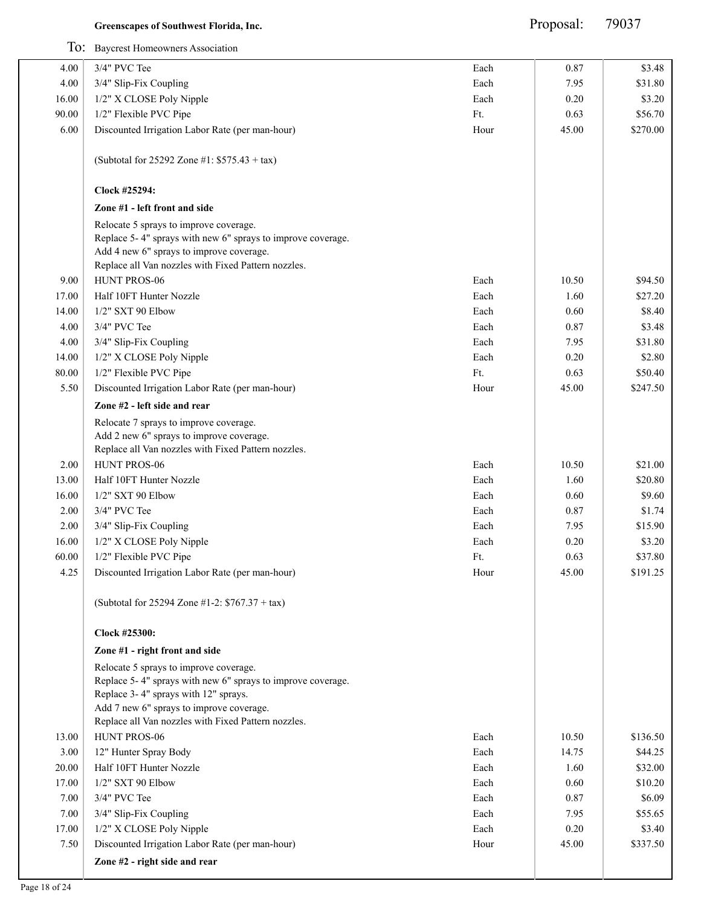**Greenscapes of Southwest Florida, Inc.** Proposal: 79037

To: Baycrest Homeowners Association

| Qty | Description | Unit | Price | Total |
|---|---|---|---|---|
| 4.00 | 3/4" PVC Tee | Each | 0.87 | $3.48 |
| 4.00 | 3/4" Slip-Fix Coupling | Each | 7.95 | $31.80 |
| 16.00 | 1/2" X CLOSE Poly Nipple | Each | 0.20 | $3.20 |
| 90.00 | 1/2" Flexible PVC Pipe | Ft. | 0.63 | $56.70 |
| 6.00 | Discounted Irrigation Labor Rate (per man-hour) | Hour | 45.00 | $270.00 |
| | (Subtotal for 25292 Zone #1: $575.43 + tax) | | | |
| | **Clock #25294:** | | | |
| | **Zone #1 - left front and side** | | | |
| | Relocate 5 sprays to improve coverage.<br>Replace 5- 4" sprays with new 6" sprays to improve coverage.<br>Add 4 new 6" sprays to improve coverage.<br>Replace all Van nozzles with Fixed Pattern nozzles. | | | |
| 9.00 | HUNT PROS-06 | Each | 10.50 | $94.50 |
| 17.00 | Half 10FT Hunter Nozzle | Each | 1.60 | $27.20 |
| 14.00 | 1/2" SXT 90 Elbow | Each | 0.60 | $8.40 |
| 4.00 | 3/4" PVC Tee | Each | 0.87 | $3.48 |
| 4.00 | 3/4" Slip-Fix Coupling | Each | 7.95 | $31.80 |
| 14.00 | 1/2" X CLOSE Poly Nipple | Each | 0.20 | $2.80 |
| 80.00 | 1/2" Flexible PVC Pipe | Ft. | 0.63 | $50.40 |
| 5.50 | Discounted Irrigation Labor Rate (per man-hour) | Hour | 45.00 | $247.50 |
| | **Zone #2 - left side and rear** | | | |
| | Relocate 7 sprays to improve coverage.<br>Add 2 new 6" sprays to improve coverage.<br>Replace all Van nozzles with Fixed Pattern nozzles. | | | |
| 2.00 | HUNT PROS-06 | Each | 10.50 | $21.00 |
| 13.00 | Half 10FT Hunter Nozzle | Each | 1.60 | $20.80 |
| 16.00 | 1/2" SXT 90 Elbow | Each | 0.60 | $9.60 |
| 2.00 | 3/4" PVC Tee | Each | 0.87 | $1.74 |
| 2.00 | 3/4" Slip-Fix Coupling | Each | 7.95 | $15.90 |
| 16.00 | 1/2" X CLOSE Poly Nipple | Each | 0.20 | $3.20 |
| 60.00 | 1/2" Flexible PVC Pipe | Ft. | 0.63 | $37.80 |
| 4.25 | Discounted Irrigation Labor Rate (per man-hour) | Hour | 45.00 | $191.25 |
| | (Subtotal for 25294 Zone #1-2: $767.37 + tax) | | | |
| | **Clock #25300:** | | | |
| | **Zone #1 - right front and side** | | | |
| | Relocate 5 sprays to improve coverage.<br>Replace 5- 4" sprays with new 6" sprays to improve coverage.<br>Replace 3- 4" sprays with 12" sprays.<br>Add 7 new 6" sprays to improve coverage.<br>Replace all Van nozzles with Fixed Pattern nozzles. | | | |
| 13.00 | HUNT PROS-06 | Each | 10.50 | $136.50 |
| 3.00 | 12" Hunter Spray Body | Each | 14.75 | $44.25 |
| 20.00 | Half 10FT Hunter Nozzle | Each | 1.60 | $32.00 |
| 17.00 | 1/2" SXT 90 Elbow | Each | 0.60 | $10.20 |
| 7.00 | 3/4" PVC Tee | Each | 0.87 | $6.09 |
| 7.00 | 3/4" Slip-Fix Coupling | Each | 7.95 | $55.65 |
| 17.00 | 1/2" X CLOSE Poly Nipple | Each | 0.20 | $3.40 |
| 7.50 | Discounted Irrigation Labor Rate (per man-hour) | Hour | 45.00 | $337.50 |
| | **Zone #2 - right side and rear** | | | |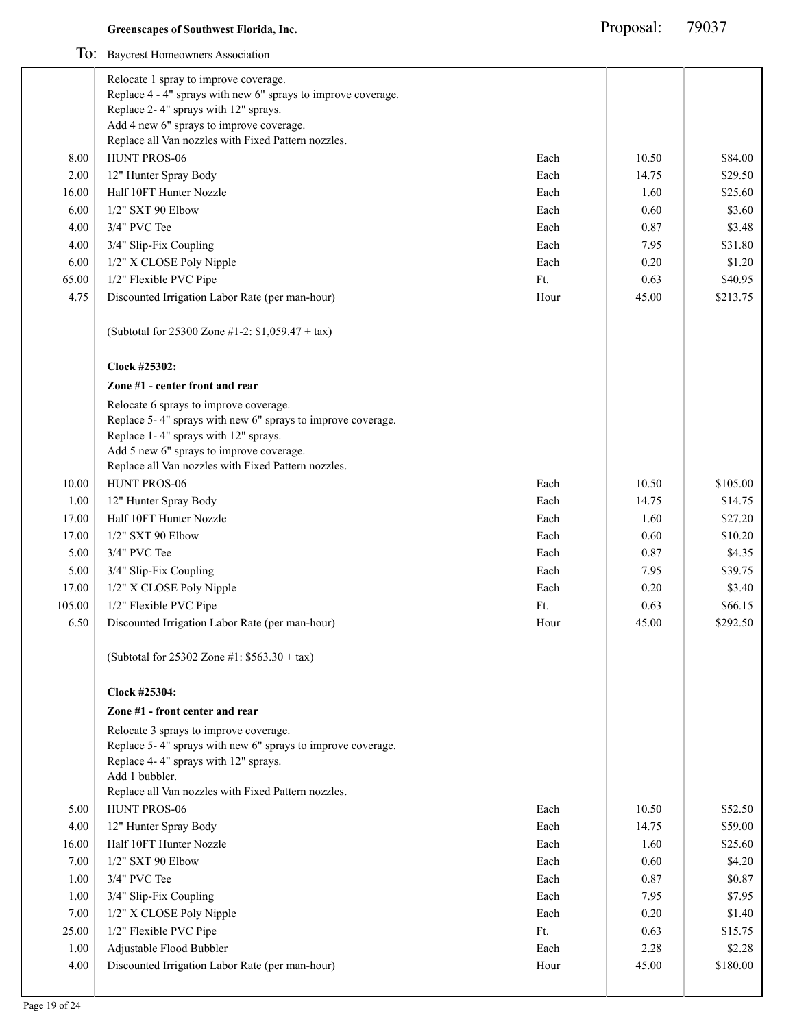**Greenscapes of Southwest Florida, Inc.**

Proposal: 79037

To: Baycrest Homeowners Association

| Qty | Description | Unit | Price | Total |
|---|---|---|---|---|
| | Relocate 1 spray to improve coverage.<br>Replace 4 - 4" sprays with new 6" sprays to improve coverage.<br>Replace 2- 4" sprays with 12" sprays.<br>Add 4 new 6" sprays to improve coverage.<br>Replace all Van nozzles with Fixed Pattern nozzles. | | | |
| 8.00 | HUNT PROS-06 | Each | 10.50 | $84.00 |
| 2.00 | 12" Hunter Spray Body | Each | 14.75 | $29.50 |
| 16.00 | Half 10FT Hunter Nozzle | Each | 1.60 | $25.60 |
| 6.00 | 1/2" SXT 90 Elbow | Each | 0.60 | $3.60 |
| 4.00 | 3/4" PVC Tee | Each | 0.87 | $3.48 |
| 4.00 | 3/4" Slip-Fix Coupling | Each | 7.95 | $31.80 |
| 6.00 | 1/2" X CLOSE Poly Nipple | Each | 0.20 | $1.20 |
| 65.00 | 1/2" Flexible PVC Pipe | Ft. | 0.63 | $40.95 |
| 4.75 | Discounted Irrigation Labor Rate (per man-hour) | Hour | 45.00 | $213.75 |
| | (Subtotal for 25300 Zone #1-2: $1,059.47 + tax) | | | |
| | **Clock #25302:** | | | |
| | **Zone #1 - center front and rear** | | | |
| | Relocate 6 sprays to improve coverage.<br>Replace 5- 4" sprays with new 6" sprays to improve coverage.<br>Replace 1- 4" sprays with 12" sprays.<br>Add 5 new 6" sprays to improve coverage.<br>Replace all Van nozzles with Fixed Pattern nozzles. | | | |
| 10.00 | HUNT PROS-06 | Each | 10.50 | $105.00 |
| 1.00 | 12" Hunter Spray Body | Each | 14.75 | $14.75 |
| 17.00 | Half 10FT Hunter Nozzle | Each | 1.60 | $27.20 |
| 17.00 | 1/2" SXT 90 Elbow | Each | 0.60 | $10.20 |
| 5.00 | 3/4" PVC Tee | Each | 0.87 | $4.35 |
| 5.00 | 3/4" Slip-Fix Coupling | Each | 7.95 | $39.75 |
| 17.00 | 1/2" X CLOSE Poly Nipple | Each | 0.20 | $3.40 |
| 105.00 | 1/2" Flexible PVC Pipe | Ft. | 0.63 | $66.15 |
| 6.50 | Discounted Irrigation Labor Rate (per man-hour) | Hour | 45.00 | $292.50 |
| | (Subtotal for 25302 Zone #1: $563.30 + tax) | | | |
| | **Clock #25304:** | | | |
| | **Zone #1 - front center and rear** | | | |
| | Relocate 3 sprays to improve coverage.<br>Replace 5- 4" sprays with new 6" sprays to improve coverage.<br>Replace 4- 4" sprays with 12" sprays.<br>Add 1 bubbler.<br>Replace all Van nozzles with Fixed Pattern nozzles. | | | |
| 5.00 | HUNT PROS-06 | Each | 10.50 | $52.50 |
| 4.00 | 12" Hunter Spray Body | Each | 14.75 | $59.00 |
| 16.00 | Half 10FT Hunter Nozzle | Each | 1.60 | $25.60 |
| 7.00 | 1/2" SXT 90 Elbow | Each | 0.60 | $4.20 |
| 1.00 | 3/4" PVC Tee | Each | 0.87 | $0.87 |
| 1.00 | 3/4" Slip-Fix Coupling | Each | 7.95 | $7.95 |
| 7.00 | 1/2" X CLOSE Poly Nipple | Each | 0.20 | $1.40 |
| 25.00 | 1/2" Flexible PVC Pipe | Ft. | 0.63 | $15.75 |
| 1.00 | Adjustable Flood Bubbler | Each | 2.28 | $2.28 |
| 4.00 | Discounted Irrigation Labor Rate (per man-hour) | Hour | 45.00 | $180.00 |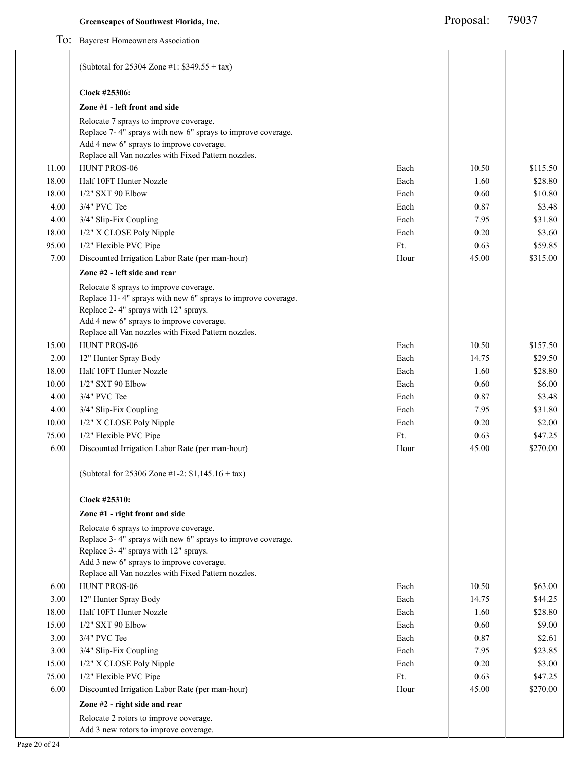**Greenscapes of Southwest Florida, Inc.**

Proposal: 79037

To: Baycrest Homeowners Association

| Qty | Description | Unit | Price | Total |
|---|---|---|---|---|
| | (Subtotal for 25304 Zone #1: $349.55 + tax) | | | |
| | **Clock #25306:** | | | |
| | **Zone #1 - left front and side** | | | |
| | Relocate 7 sprays to improve coverage.<br>Replace 7- 4" sprays with new 6" sprays to improve coverage.<br>Add 4 new 6" sprays to improve coverage.<br>Replace all Van nozzles with Fixed Pattern nozzles. | | | |
| 11.00 | HUNT PROS-06 | Each | 10.50 | $115.50 |
| 18.00 | Half 10FT Hunter Nozzle | Each | 1.60 | $28.80 |
| 18.00 | 1/2" SXT 90 Elbow | Each | 0.60 | $10.80 |
| 4.00 | 3/4" PVC Tee | Each | 0.87 | $3.48 |
| 4.00 | 3/4" Slip-Fix Coupling | Each | 7.95 | $31.80 |
| 18.00 | 1/2" X CLOSE Poly Nipple | Each | 0.20 | $3.60 |
| 95.00 | 1/2" Flexible PVC Pipe | Ft. | 0.63 | $59.85 |
| 7.00 | Discounted Irrigation Labor Rate (per man-hour) | Hour | 45.00 | $315.00 |
| | **Zone #2 - left side and rear** | | | |
| | Relocate 8 sprays to improve coverage.<br>Replace 11- 4" sprays with new 6" sprays to improve coverage.<br>Replace 2- 4" sprays with 12" sprays.<br>Add 4 new 6" sprays to improve coverage.<br>Replace all Van nozzles with Fixed Pattern nozzles. | | | |
| 15.00 | HUNT PROS-06 | Each | 10.50 | $157.50 |
| 2.00 | 12" Hunter Spray Body | Each | 14.75 | $29.50 |
| 18.00 | Half 10FT Hunter Nozzle | Each | 1.60 | $28.80 |
| 10.00 | 1/2" SXT 90 Elbow | Each | 0.60 | $6.00 |
| 4.00 | 3/4" PVC Tee | Each | 0.87 | $3.48 |
| 4.00 | 3/4" Slip-Fix Coupling | Each | 7.95 | $31.80 |
| 10.00 | 1/2" X CLOSE Poly Nipple | Each | 0.20 | $2.00 |
| 75.00 | 1/2" Flexible PVC Pipe | Ft. | 0.63 | $47.25 |
| 6.00 | Discounted Irrigation Labor Rate (per man-hour) | Hour | 45.00 | $270.00 |
| | (Subtotal for 25306 Zone #1-2: $1,145.16 + tax) | | | |
| | **Clock #25310:** | | | |
| | **Zone #1 - right front and side** | | | |
| | Relocate 6 sprays to improve coverage.<br>Replace 3- 4" sprays with new 6" sprays to improve coverage.<br>Replace 3- 4" sprays with 12" sprays.<br>Add 3 new 6" sprays to improve coverage.<br>Replace all Van nozzles with Fixed Pattern nozzles. | | | |
| 6.00 | HUNT PROS-06 | Each | 10.50 | $63.00 |
| 3.00 | 12" Hunter Spray Body | Each | 14.75 | $44.25 |
| 18.00 | Half 10FT Hunter Nozzle | Each | 1.60 | $28.80 |
| 15.00 | 1/2" SXT 90 Elbow | Each | 0.60 | $9.00 |
| 3.00 | 3/4" PVC Tee | Each | 0.87 | $2.61 |
| 3.00 | 3/4" Slip-Fix Coupling | Each | 7.95 | $23.85 |
| 15.00 | 1/2" X CLOSE Poly Nipple | Each | 0.20 | $3.00 |
| 75.00 | 1/2" Flexible PVC Pipe | Ft. | 0.63 | $47.25 |
| 6.00 | Discounted Irrigation Labor Rate (per man-hour) | Hour | 45.00 | $270.00 |
| | **Zone #2 - right side and rear** | | | |
| | Relocate 2 rotors to improve coverage.<br>Add 3 new rotors to improve coverage. | | | |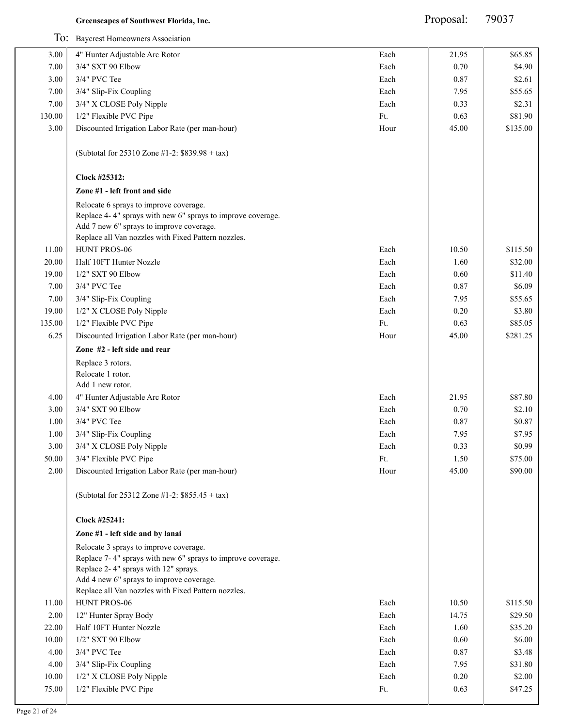**Greenscapes of Southwest Florida, Inc.** Proposal: 79037

To: Baycrest Homeowners Association

| Qty | Description | Unit | Price | Total |
|---|---|---|---|---|
| 3.00 | 4" Hunter Adjustable Arc Rotor | Each | 21.95 | $65.85 |
| 7.00 | 3/4" SXT 90 Elbow | Each | 0.70 | $4.90 |
| 3.00 | 3/4" PVC Tee | Each | 0.87 | $2.61 |
| 7.00 | 3/4" Slip-Fix Coupling | Each | 7.95 | $55.65 |
| 7.00 | 3/4" X CLOSE Poly Nipple | Each | 0.33 | $2.31 |
| 130.00 | 1/2" Flexible PVC Pipe | Ft. | 0.63 | $81.90 |
| 3.00 | Discounted Irrigation Labor Rate (per man-hour) | Hour | 45.00 | $135.00 |
| | (Subtotal for 25310 Zone #1-2: $839.98 + tax) | | | |
| | **Clock #25312:** | | | |
| | **Zone #1 - left front and side** | | | |
| | Relocate 6 sprays to improve coverage.<br>Replace 4- 4" sprays with new 6" sprays to improve coverage.<br>Add 7 new 6" sprays to improve coverage.<br>Replace all Van nozzles with Fixed Pattern nozzles. | | | |
| 11.00 | HUNT PROS-06 | Each | 10.50 | $115.50 |
| 20.00 | Half 10FT Hunter Nozzle | Each | 1.60 | $32.00 |
| 19.00 | 1/2" SXT 90 Elbow | Each | 0.60 | $11.40 |
| 7.00 | 3/4" PVC Tee | Each | 0.87 | $6.09 |
| 7.00 | 3/4" Slip-Fix Coupling | Each | 7.95 | $55.65 |
| 19.00 | 1/2" X CLOSE Poly Nipple | Each | 0.20 | $3.80 |
| 135.00 | 1/2" Flexible PVC Pipe | Ft. | 0.63 | $85.05 |
| 6.25 | Discounted Irrigation Labor Rate (per man-hour) | Hour | 45.00 | $281.25 |
| | **Zone #2 - left side and rear** | | | |
| | Replace 3 rotors.<br>Relocate 1 rotor.<br>Add 1 new rotor. | | | |
| 4.00 | 4" Hunter Adjustable Arc Rotor | Each | 21.95 | $87.80 |
| 3.00 | 3/4" SXT 90 Elbow | Each | 0.70 | $2.10 |
| 1.00 | 3/4" PVC Tee | Each | 0.87 | $0.87 |
| 1.00 | 3/4" Slip-Fix Coupling | Each | 7.95 | $7.95 |
| 3.00 | 3/4" X CLOSE Poly Nipple | Each | 0.33 | $0.99 |
| 50.00 | 3/4" Flexible PVC Pipe | Ft. | 1.50 | $75.00 |
| 2.00 | Discounted Irrigation Labor Rate (per man-hour) | Hour | 45.00 | $90.00 |
| | (Subtotal for 25312 Zone #1-2: $855.45 + tax) | | | |
| | **Clock #25241:** | | | |
| | **Zone #1 - left side and by lanai** | | | |
| | Relocate 3 sprays to improve coverage.<br>Replace 7- 4" sprays with new 6" sprays to improve coverage.<br>Replace 2- 4" sprays with 12" sprays.<br>Add 4 new 6" sprays to improve coverage.<br>Replace all Van nozzles with Fixed Pattern nozzles. | | | |
| 11.00 | HUNT PROS-06 | Each | 10.50 | $115.50 |
| 2.00 | 12" Hunter Spray Body | Each | 14.75 | $29.50 |
| 22.00 | Half 10FT Hunter Nozzle | Each | 1.60 | $35.20 |
| 10.00 | 1/2" SXT 90 Elbow | Each | 0.60 | $6.00 |
| 4.00 | 3/4" PVC Tee | Each | 0.87 | $3.48 |
| 4.00 | 3/4" Slip-Fix Coupling | Each | 7.95 | $31.80 |
| 10.00 | 1/2" X CLOSE Poly Nipple | Each | 0.20 | $2.00 |
| 75.00 | 1/2" Flexible PVC Pipe | Ft. | 0.63 | $47.25 |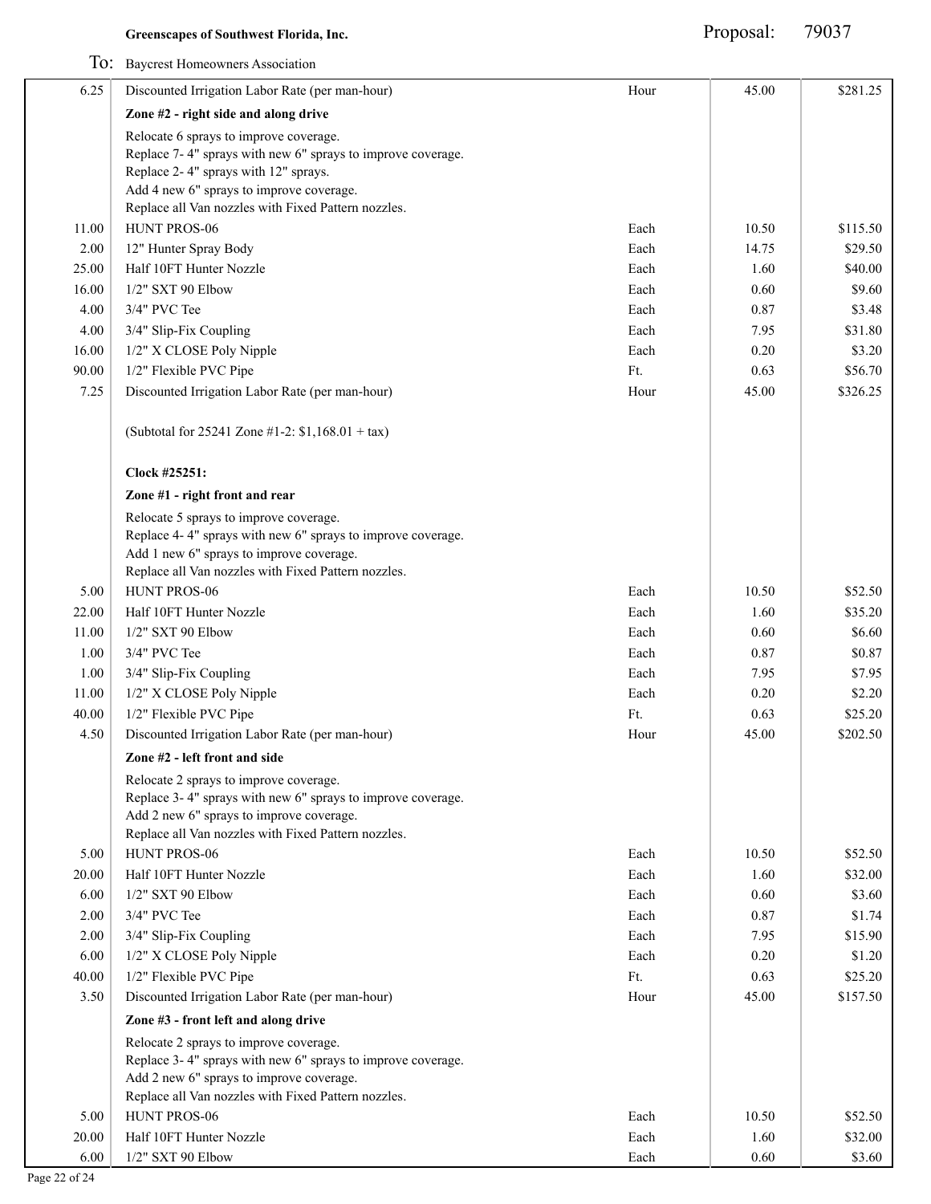| Qty | Description | Unit | Price | Total |
|---|---|---|---|---|
| 6.25 | Discounted Irrigation Labor Rate (per man-hour) | Hour | 45.00 | $281.25 |
| | **Zone #2 - right side and along drive** | | | |
| | Relocate 6 sprays to improve coverage.<br>Replace 7- 4" sprays with new 6" sprays to improve coverage.<br>Replace 2- 4" sprays with 12" sprays.<br>Add 4 new 6" sprays to improve coverage.<br>Replace all Van nozzles with Fixed Pattern nozzles. | | | |
| 11.00 | HUNT PROS-06 | Each | 10.50 | $115.50 |
| 2.00 | 12" Hunter Spray Body | Each | 14.75 | $29.50 |
| 25.00 | Half 10FT Hunter Nozzle | Each | 1.60 | $40.00 |
| 16.00 | 1/2" SXT 90 Elbow | Each | 0.60 | $9.60 |
| 4.00 | 3/4" PVC Tee | Each | 0.87 | $3.48 |
| 4.00 | 3/4" Slip-Fix Coupling | Each | 7.95 | $31.80 |
| 16.00 | 1/2" X CLOSE Poly Nipple | Each | 0.20 | $3.20 |
| 90.00 | 1/2" Flexible PVC Pipe | Ft. | 0.63 | $56.70 |
| 7.25 | Discounted Irrigation Labor Rate (per man-hour) | Hour | 45.00 | $326.25 |
| | (Subtotal for 25241 Zone #1-2: $1,168.01 + tax) | | | |
| | **Clock #25251:** | | | |
| | **Zone #1 - right front and rear** | | | |
| | Relocate 5 sprays to improve coverage.<br>Replace 4- 4" sprays with new 6" sprays to improve coverage.<br>Add 1 new 6" sprays to improve coverage.<br>Replace all Van nozzles with Fixed Pattern nozzles. | | | |
| 5.00 | HUNT PROS-06 | Each | 10.50 | $52.50 |
| 22.00 | Half 10FT Hunter Nozzle | Each | 1.60 | $35.20 |
| 11.00 | 1/2" SXT 90 Elbow | Each | 0.60 | $6.60 |
| 1.00 | 3/4" PVC Tee | Each | 0.87 | $0.87 |
| 1.00 | 3/4" Slip-Fix Coupling | Each | 7.95 | $7.95 |
| 11.00 | 1/2" X CLOSE Poly Nipple | Each | 0.20 | $2.20 |
| 40.00 | 1/2" Flexible PVC Pipe | Ft. | 0.63 | $25.20 |
| 4.50 | Discounted Irrigation Labor Rate (per man-hour) | Hour | 45.00 | $202.50 |
| | **Zone #2 - left front and side** | | | |
| | Relocate 2 sprays to improve coverage.<br>Replace 3- 4" sprays with new 6" sprays to improve coverage.<br>Add 2 new 6" sprays to improve coverage.<br>Replace all Van nozzles with Fixed Pattern nozzles. | | | |
| 5.00 | HUNT PROS-06 | Each | 10.50 | $52.50 |
| 20.00 | Half 10FT Hunter Nozzle | Each | 1.60 | $32.00 |
| 6.00 | 1/2" SXT 90 Elbow | Each | 0.60 | $3.60 |
| 2.00 | 3/4" PVC Tee | Each | 0.87 | $1.74 |
| 2.00 | 3/4" Slip-Fix Coupling | Each | 7.95 | $15.90 |
| 6.00 | 1/2" X CLOSE Poly Nipple | Each | 0.20 | $1.20 |
| 40.00 | 1/2" Flexible PVC Pipe | Ft. | 0.63 | $25.20 |
| 3.50 | Discounted Irrigation Labor Rate (per man-hour) | Hour | 45.00 | $157.50 |
| | **Zone #3 - front left and along drive** | | | |
| | Relocate 2 sprays to improve coverage.<br>Replace 3- 4" sprays with new 6" sprays to improve coverage.<br>Add 2 new 6" sprays to improve coverage.<br>Replace all Van nozzles with Fixed Pattern nozzles. | | | |
| 5.00 | HUNT PROS-06 | Each | 10.50 | $52.50 |
| 20.00 | Half 10FT Hunter Nozzle | Each | 1.60 | $32.00 |
| 6.00 | 1/2" SXT 90 Elbow | Each | 0.60 | $3.60 |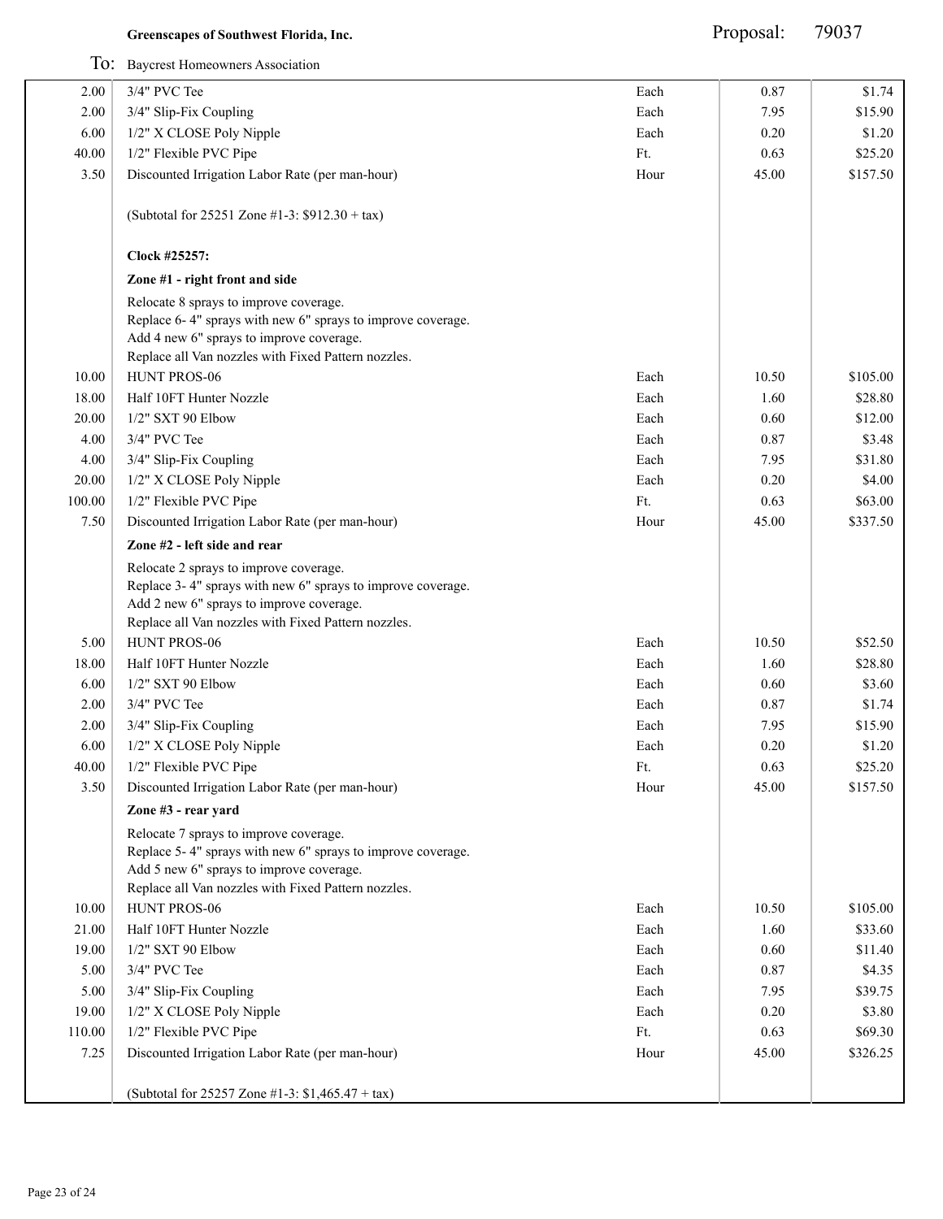**Greenscapes of Southwest Florida, Inc.** Proposal: 79037

To: Baycrest Homeowners Association

| | | | | |
|---|---|---|---|---|
| 2.00 | 3/4" PVC Tee | Each | 0.87 | $1.74 |
| 2.00 | 3/4" Slip-Fix Coupling | Each | 7.95 | $15.90 |
| 6.00 | 1/2" X CLOSE Poly Nipple | Each | 0.20 | $1.20 |
| 40.00 | 1/2" Flexible PVC Pipe | Ft. | 0.63 | $25.20 |
| 3.50 | Discounted Irrigation Labor Rate (per man-hour) | Hour | 45.00 | $157.50 |
| | (Subtotal for 25251 Zone #1-3: $912.30 + tax) | | | |
| | **Clock #25257:** | | | |
| | **Zone #1 - right front and side** | | | |
| | Relocate 8 sprays to improve coverage.<br>Replace 6- 4" sprays with new 6" sprays to improve coverage.<br>Add 4 new 6" sprays to improve coverage.<br>Replace all Van nozzles with Fixed Pattern nozzles. | | | |
| 10.00 | HUNT PROS-06 | Each | 10.50 | $105.00 |
| 18.00 | Half 10FT Hunter Nozzle | Each | 1.60 | $28.80 |
| 20.00 | 1/2" SXT 90 Elbow | Each | 0.60 | $12.00 |
| 4.00 | 3/4" PVC Tee | Each | 0.87 | $3.48 |
| 4.00 | 3/4" Slip-Fix Coupling | Each | 7.95 | $31.80 |
| 20.00 | 1/2" X CLOSE Poly Nipple | Each | 0.20 | $4.00 |
| 100.00 | 1/2" Flexible PVC Pipe | Ft. | 0.63 | $63.00 |
| 7.50 | Discounted Irrigation Labor Rate (per man-hour) | Hour | 45.00 | $337.50 |
| | **Zone #2 - left side and rear** | | | |
| | Relocate 2 sprays to improve coverage.<br>Replace 3- 4" sprays with new 6" sprays to improve coverage.<br>Add 2 new 6" sprays to improve coverage.<br>Replace all Van nozzles with Fixed Pattern nozzles. | | | |
| 5.00 | HUNT PROS-06 | Each | 10.50 | $52.50 |
| 18.00 | Half 10FT Hunter Nozzle | Each | 1.60 | $28.80 |
| 6.00 | 1/2" SXT 90 Elbow | Each | 0.60 | $3.60 |
| 2.00 | 3/4" PVC Tee | Each | 0.87 | $1.74 |
| 2.00 | 3/4" Slip-Fix Coupling | Each | 7.95 | $15.90 |
| 6.00 | 1/2" X CLOSE Poly Nipple | Each | 0.20 | $1.20 |
| 40.00 | 1/2" Flexible PVC Pipe | Ft. | 0.63 | $25.20 |
| 3.50 | Discounted Irrigation Labor Rate (per man-hour) | Hour | 45.00 | $157.50 |
| | **Zone #3 - rear yard** | | | |
| | Relocate 7 sprays to improve coverage.<br>Replace 5- 4" sprays with new 6" sprays to improve coverage.<br>Add 5 new 6" sprays to improve coverage.<br>Replace all Van nozzles with Fixed Pattern nozzles. | | | |
| 10.00 | HUNT PROS-06 | Each | 10.50 | $105.00 |
| 21.00 | Half 10FT Hunter Nozzle | Each | 1.60 | $33.60 |
| 19.00 | 1/2" SXT 90 Elbow | Each | 0.60 | $11.40 |
| 5.00 | 3/4" PVC Tee | Each | 0.87 | $4.35 |
| 5.00 | 3/4" Slip-Fix Coupling | Each | 7.95 | $39.75 |
| 19.00 | 1/2" X CLOSE Poly Nipple | Each | 0.20 | $3.80 |
| 110.00 | 1/2" Flexible PVC Pipe | Ft. | 0.63 | $69.30 |
| 7.25 | Discounted Irrigation Labor Rate (per man-hour) | Hour | 45.00 | $326.25 |
| | (Subtotal for 25257 Zone #1-3: $1,465.47 + tax) | | | |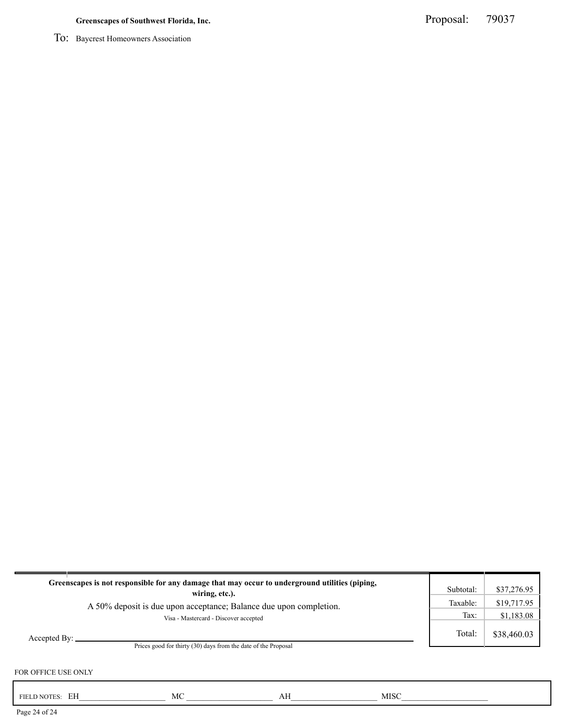**Greenscapes of Southwest Florida, Inc.**

Proposal: 79037

To: Baycrest Homeowners Association

**Greenscapes is not responsible for any damage that may occur to underground utilities (piping, wiring, etc.).**

A 50% deposit is due upon acceptance; Balance due upon completion.

Visa - Mastercard - Discover accepted

Accepted By: ______________________________

Prices good for thirty (30) days from the date of the Proposal

| | |
|---|---|
| Subtotal: | $37,276.95 |
| Taxable: | $19,717.95 |
| Tax: | $1,183.08 |
| Total: | $38,460.03 |

FOR OFFICE USE ONLY

FIELD NOTES: EH______________ MC ______________ AH______________ MISC______________